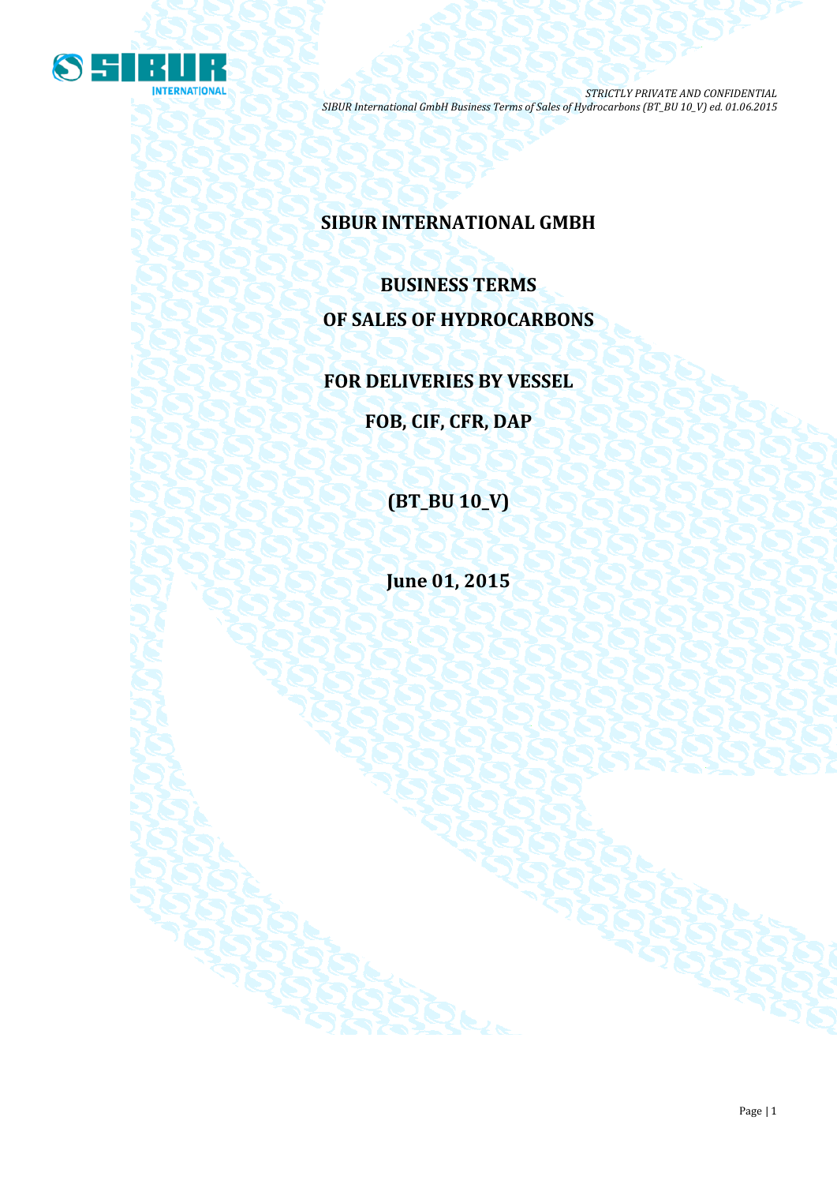# SIBUR INTERNATIONAL GMBH

## BUSINESS TERMS

## OF SALES OF HYDROCARBONS

## FOR DELIVERIES BY VESSEL

## FOB, CIF, CFR, DAP

## (BT_BU 10_V)

## June 01, 2015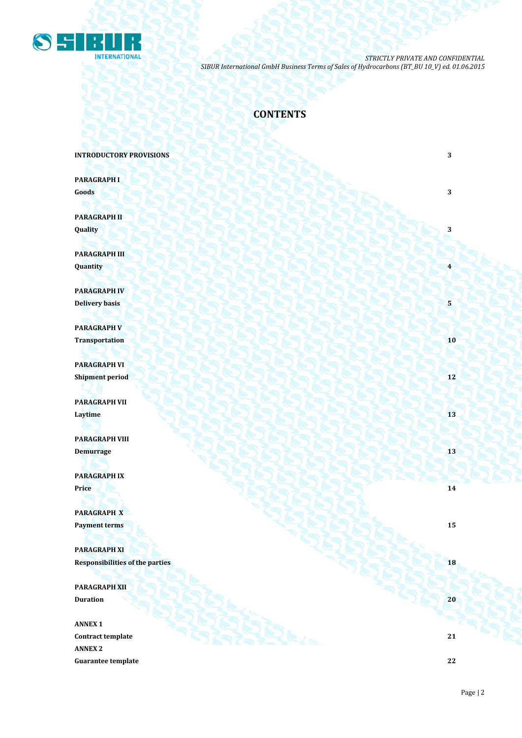# CONTENTS

| | |
|---|---|
| **INTRODUCTORY PROVISIONS** | **3** |
| **PARAGRAPH I** **Goods** | **3** |
| **PARAGRAPH II** **Quality** | **3** |
| **PARAGRAPH III** **Quantity** | **4** |
| **PARAGRAPH IV** **Delivery basis** | **5** |
| **PARAGRAPH V** **Transportation** | **10** |
| **PARAGRAPH VI** **Shipment period** | **12** |
| **PARAGRAPH VII** **Laytime** | **13** |
| **PARAGRAPH VIII** **Demurrage** | **13** |
| **PARAGRAPH IX** **Price** | **14** |
| **PARAGRAPH X** **Payment terms** | **15** |
| **PARAGRAPH XI** **Responsibilities of the parties** | **18** |
| **PARAGRAPH XII** **Duration** | **20** |
| **ANNEX 1** **Contract template** | **21** |
| **ANNEX 2** **Guarantee template** | **22** |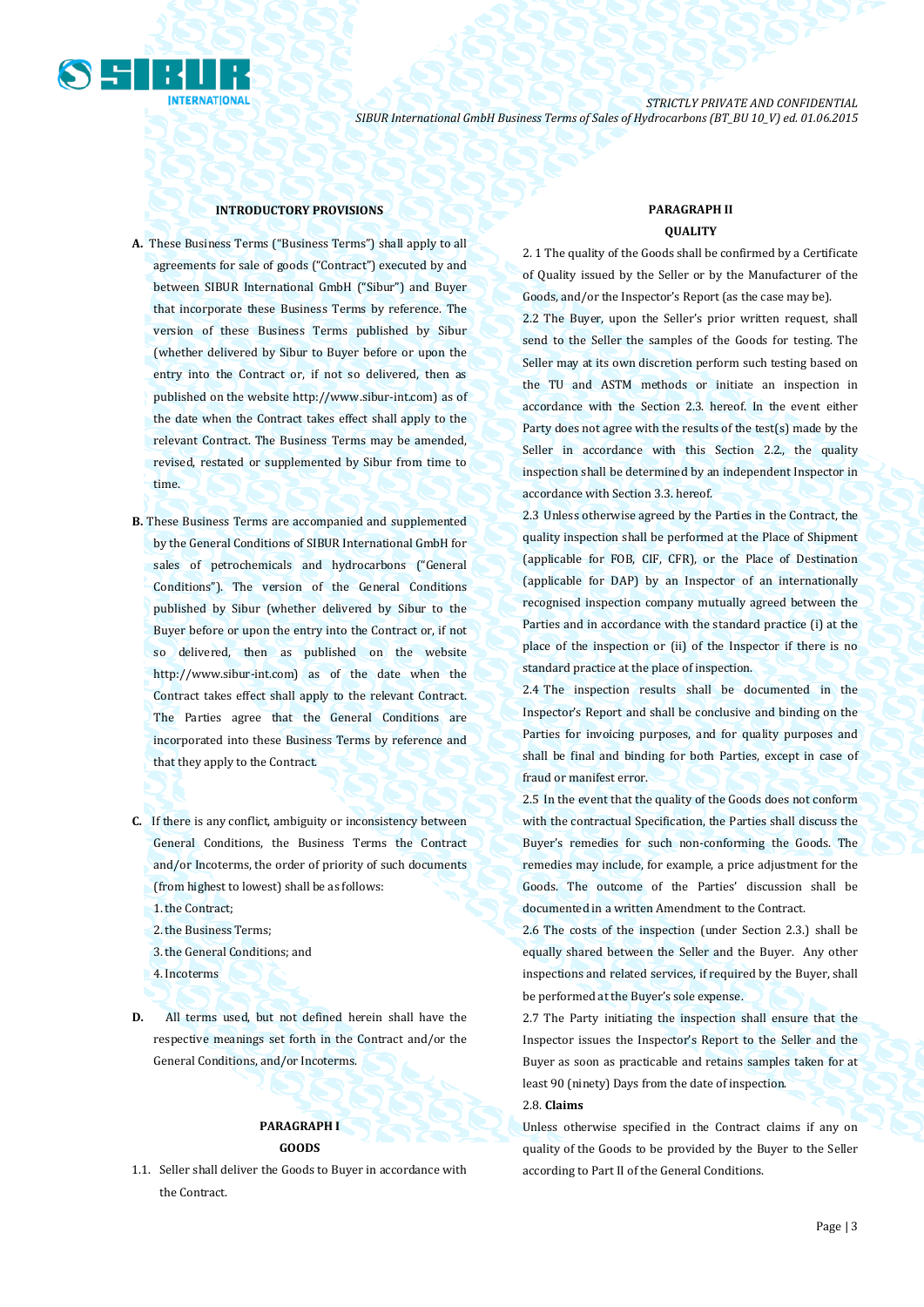## INTRODUCTORY PROVISIONS

**A.** These Business Terms ("Business Terms") shall apply to all agreements for sale of goods ("Contract") executed by and between SIBUR International GmbH ("Sibur") and Buyer that incorporate these Business Terms by reference. The version of these Business Terms published by Sibur (whether delivered by Sibur to Buyer before or upon the entry into the Contract or, if not so delivered, then as published on the website http://www.sibur-int.com) as of the date when the Contract takes effect shall apply to the relevant Contract. The Business Terms may be amended, revised, restated or supplemented by Sibur from time to time.

**B.** These Business Terms are accompanied and supplemented by the General Conditions of SIBUR International GmbH for sales of petrochemicals and hydrocarbons ("General Conditions"). The version of the General Conditions published by Sibur (whether delivered by Sibur to the Buyer before or upon the entry into the Contract or, if not so delivered, then as published on the website http://www.sibur-int.com) as of the date when the Contract takes effect shall apply to the relevant Contract. The Parties agree that the General Conditions are incorporated into these Business Terms by reference and that they apply to the Contract.

**C.** If there is any conflict, ambiguity or inconsistency between General Conditions, the Business Terms the Contract and/or Incoterms, the order of priority of such documents (from highest to lowest) shall be as follows:

1. the Contract;
2. the Business Terms;
3. the General Conditions; and
4. Incoterms

**D.** All terms used, but not defined herein shall have the respective meanings set forth in the Contract and/or the General Conditions, and/or Incoterms.

## PARAGRAPH I
## GOODS

1.1. Seller shall deliver the Goods to Buyer in accordance with the Contract.

## PARAGRAPH II
## QUALITY

2. 1 The quality of the Goods shall be confirmed by a Certificate of Quality issued by the Seller or by the Manufacturer of the Goods, and/or the Inspector's Report (as the case may be).

2.2 The Buyer, upon the Seller's prior written request, shall send to the Seller the samples of the Goods for testing. The Seller may at its own discretion perform such testing based on the TU and ASTM methods or initiate an inspection in accordance with the Section 2.3. hereof. In the event either Party does not agree with the results of the test(s) made by the Seller in accordance with this Section 2.2., the quality inspection shall be determined by an independent Inspector in accordance with Section 3.3. hereof.

2.3 Unless otherwise agreed by the Parties in the Contract, the quality inspection shall be performed at the Place of Shipment (applicable for FOB, CIF, CFR), or the Place of Destination (applicable for DAP) by an Inspector of an internationally recognised inspection company mutually agreed between the Parties and in accordance with the standard practice (i) at the place of the inspection or (ii) of the Inspector if there is no standard practice at the place of inspection.

2.4 The inspection results shall be documented in the Inspector's Report and shall be conclusive and binding on the Parties for invoicing purposes, and for quality purposes and shall be final and binding for both Parties, except in case of fraud or manifest error.

2.5 In the event that the quality of the Goods does not conform with the contractual Specification, the Parties shall discuss the Buyer's remedies for such non-conforming the Goods. The remedies may include, for example, a price adjustment for the Goods. The outcome of the Parties' discussion shall be documented in a written Amendment to the Contract.

2.6 The costs of the inspection (under Section 2.3.) shall be equally shared between the Seller and the Buyer. Any other inspections and related services, if required by the Buyer, shall be performed at the Buyer's sole expense.

2.7 The Party initiating the inspection shall ensure that the Inspector issues the Inspector's Report to the Seller and the Buyer as soon as practicable and retains samples taken for at least 90 (ninety) Days from the date of inspection.

2.8. **Claims**

Unless otherwise specified in the Contract claims if any on quality of the Goods to be provided by the Buyer to the Seller according to Part II of the General Conditions.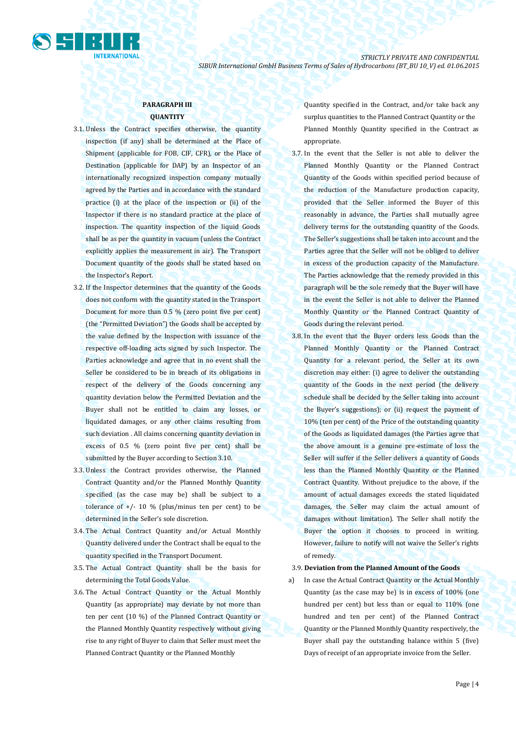## PARAGRAPH III

## QUANTITY

3.1. Unless the Contract specifies otherwise, the quantity inspection (if any) shall be determined at the Place of Shipment (applicable for FOB, CIF, CFR), or the Place of Destination (applicable for DAP) by an Inspector of an internationally recognized inspection company mutually agreed by the Parties and in accordance with the standard practice (i) at the place of the inspection or (ii) of the Inspector if there is no standard practice at the place of inspection. The quantity inspection of the liquid Goods shall be as per the quantity in vacuum (unless the Contract explicitly applies the measurement in air). The Transport Document quantity of the goods shall be stated based on the Inspector's Report.

3.2. If the Inspector determines that the quantity of the Goods does not conform with the quantity stated in the Transport Document for more than 0.5 % (zero point five per cent) (the "Permitted Deviation") the Goods shall be accepted by the value defined by the Inspection with issuance of the respective off-loading acts signed by such Inspector. The Parties acknowledge and agree that in no event shall the Seller be considered to be in breach of its obligations in respect of the delivery of the Goods concerning any quantity deviation below the Permitted Deviation and the Buyer shall not be entitled to claim any losses, or liquidated damages, or any other claims resulting from such deviation . All claims concerning quantity deviation in excess of 0.5 % (zero point five per cent) shall be submitted by the Buyer according to Section 3.10.

3.3. Unless the Contract provides otherwise, the Planned Contract Quantity and/or the Planned Monthly Quantity specified (as the case may be) shall be subject to a tolerance of +/- 10 % (plus/minus ten per cent) to be determined in the Seller's sole discretion.

3.4. The Actual Contract Quantity and/or Actual Monthly Quantity delivered under the Contract shall be equal to the quantity specified in the Transport Document.

3.5. The Actual Contract Quantity shall be the basis for determining the Total Goods Value.

3.6. The Actual Contract Quantity or the Actual Monthly Quantity (as appropriate) may deviate by not more than ten per cent (10 %) of the Planned Contract Quantity or the Planned Monthly Quantity respectively without giving rise to any right of Buyer to claim that Seller must meet the Planned Contract Quantity or the Planned Monthly Quantity specified in the Contract, and/or take back any surplus quantities to the Planned Contract Quantity or the Planned Monthly Quantity specified in the Contract as appropriate.

3.7. In the event that the Seller is not able to deliver the Planned Monthly Quantity or the Planned Contract Quantity of the Goods within specified period because of the reduction of the Manufacture production capacity, provided that the Seller informed the Buyer of this reasonably in advance, the Parties shall mutually agree delivery terms for the outstanding quantity of the Goods. The Seller's suggestions shall be taken into account and the Parties agree that the Seller will not be obliged to deliver in excess of the production capacity of the Manufacture. The Parties acknowledge that the remedy provided in this paragraph will be the sole remedy that the Buyer will have in the event the Seller is not able to deliver the Planned Monthly Quantity or the Planned Contract Quantity of Goods during the relevant period.

3.8. In the event that the Buyer orders less Goods than the Planned Monthly Quantity or the Planned Contract Quantity for a relevant period, the Seller at its own discretion may either: (i) agree to deliver the outstanding quantity of the Goods in the next period (the delivery schedule shall be decided by the Seller taking into account the Buyer's suggestions); or (ii) request the payment of 10% (ten per cent) of the Price of the outstanding quantity of the Goods as liquidated damages (the Parties agree that the above amount is a genuine pre-estimate of loss the Seller will suffer if the Seller delivers a quantity of Goods less than the Planned Monthly Quantity or the Planned Contract Quantity. Without prejudice to the above, if the amount of actual damages exceeds the stated liquidated damages, the Seller may claim the actual amount of damages without limitation). The Seller shall notify the Buyer the option it chooses to proceed in writing. However, failure to notify will not waive the Seller's rights of remedy.

3.9. **Deviation from the Planned Amount of the Goods**

a) In case the Actual Contract Quantity or the Actual Monthly Quantity (as the case may be) is in excess of 100% (one hundred per cent) but less than or equal to 110% (one hundred and ten per cent) of the Planned Contract Quantity or the Planned Monthly Quantity respectively, the Buyer shall pay the outstanding balance within 5 (five) Days of receipt of an appropriate invoice from the Seller.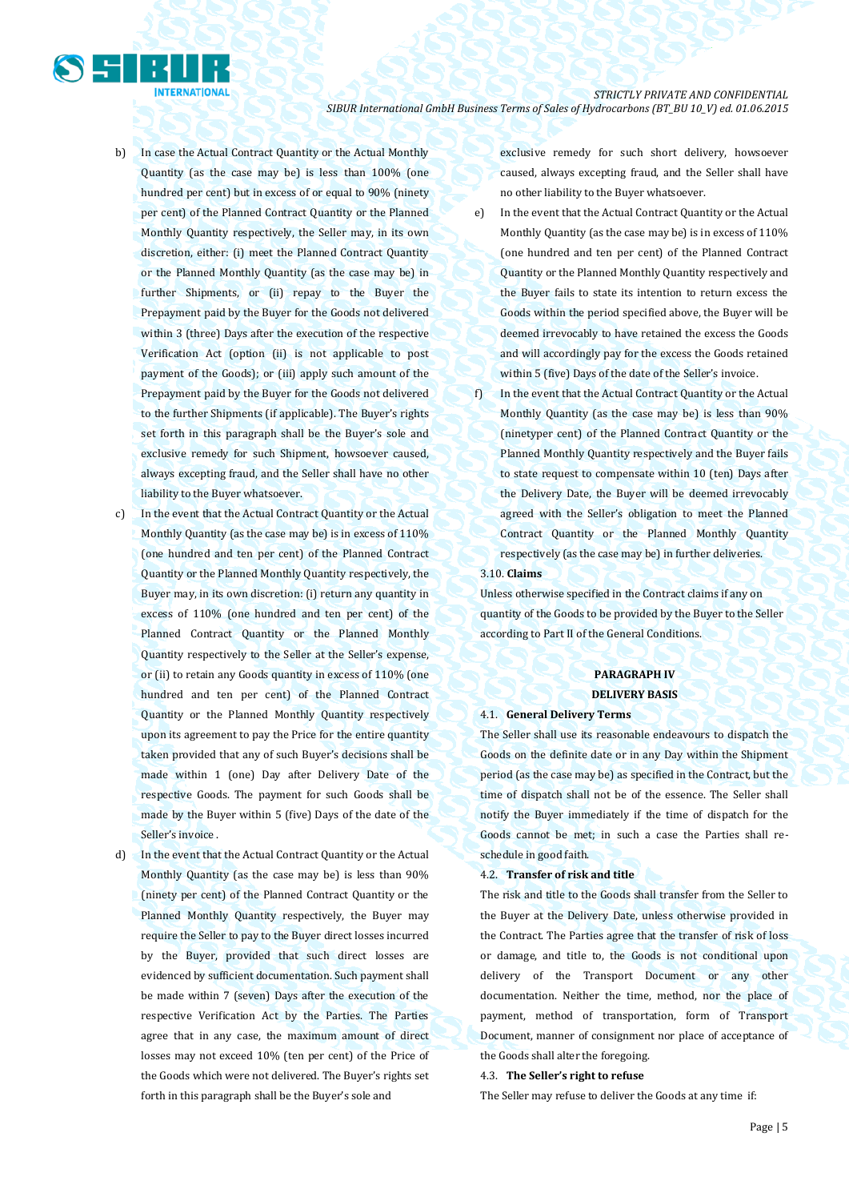b) In case the Actual Contract Quantity or the Actual Monthly Quantity (as the case may be) is less than 100% (one hundred per cent) but in excess of or equal to 90% (ninety per cent) of the Planned Contract Quantity or the Planned Monthly Quantity respectively, the Seller may, in its own discretion, either: (i) meet the Planned Contract Quantity or the Planned Monthly Quantity (as the case may be) in further Shipments, or (ii) repay to the Buyer the Prepayment paid by the Buyer for the Goods not delivered within 3 (three) Days after the execution of the respective Verification Act (option (ii) is not applicable to post payment of the Goods); or (iii) apply such amount of the Prepayment paid by the Buyer for the Goods not delivered to the further Shipments (if applicable). The Buyer's rights set forth in this paragraph shall be the Buyer's sole and exclusive remedy for such Shipment, howsoever caused, always excepting fraud, and the Seller shall have no other liability to the Buyer whatsoever.

c) In the event that the Actual Contract Quantity or the Actual Monthly Quantity (as the case may be) is in excess of 110% (one hundred and ten per cent) of the Planned Contract Quantity or the Planned Monthly Quantity respectively, the Buyer may, in its own discretion: (i) return any quantity in excess of 110% (one hundred and ten per cent) of the Planned Contract Quantity or the Planned Monthly Quantity respectively to the Seller at the Seller's expense, or (ii) to retain any Goods quantity in excess of 110% (one hundred and ten per cent) of the Planned Contract Quantity or the Planned Monthly Quantity respectively upon its agreement to pay the Price for the entire quantity taken provided that any of such Buyer's decisions shall be made within 1 (one) Day after Delivery Date of the respective Goods. The payment for such Goods shall be made by the Buyer within 5 (five) Days of the date of the Seller's invoice .

d) In the event that the Actual Contract Quantity or the Actual Monthly Quantity (as the case may be) is less than 90% (ninety per cent) of the Planned Contract Quantity or the Planned Monthly Quantity respectively, the Buyer may require the Seller to pay to the Buyer direct losses incurred by the Buyer, provided that such direct losses are evidenced by sufficient documentation. Such payment shall be made within 7 (seven) Days after the execution of the respective Verification Act by the Parties. The Parties agree that in any case, the maximum amount of direct losses may not exceed 10% (ten per cent) of the Price of the Goods which were not delivered. The Buyer's rights set forth in this paragraph shall be the Buyer's sole and exclusive remedy for such short delivery, howsoever caused, always excepting fraud, and the Seller shall have no other liability to the Buyer whatsoever.

e) In the event that the Actual Contract Quantity or the Actual Monthly Quantity (as the case may be) is in excess of 110% (one hundred and ten per cent) of the Planned Contract Quantity or the Planned Monthly Quantity respectively and the Buyer fails to state its intention to return excess the Goods within the period specified above, the Buyer will be deemed irrevocably to have retained the excess the Goods and will accordingly pay for the excess the Goods retained within 5 (five) Days of the date of the Seller's invoice.

f) In the event that the Actual Contract Quantity or the Actual Monthly Quantity (as the case may be) is less than 90% (ninetyper cent) of the Planned Contract Quantity or the Planned Monthly Quantity respectively and the Buyer fails to state request to compensate within 10 (ten) Days after the Delivery Date, the Buyer will be deemed irrevocably agreed with the Seller's obligation to meet the Planned Contract Quantity or the Planned Monthly Quantity respectively (as the case may be) in further deliveries.

3.10. **Claims**

Unless otherwise specified in the Contract claims if any on quantity of the Goods to be provided by the Buyer to the Seller according to Part II of the General Conditions.

## PARAGRAPH IV
## DELIVERY BASIS

4.1. **General Delivery Terms**

The Seller shall use its reasonable endeavours to dispatch the Goods on the definite date or in any Day within the Shipment period (as the case may be) as specified in the Contract, but the time of dispatch shall not be of the essence. The Seller shall notify the Buyer immediately if the time of dispatch for the Goods cannot be met; in such a case the Parties shall re-schedule in good faith.

4.2. **Transfer of risk and title**

The risk and title to the Goods shall transfer from the Seller to the Buyer at the Delivery Date, unless otherwise provided in the Contract. The Parties agree that the transfer of risk of loss or damage, and title to, the Goods is not conditional upon delivery of the Transport Document or any other documentation. Neither the time, method, nor the place of payment, method of transportation, form of Transport Document, manner of consignment nor place of acceptance of the Goods shall alter the foregoing.

4.3. **The Seller's right to refuse**

The Seller may refuse to deliver the Goods at any time if: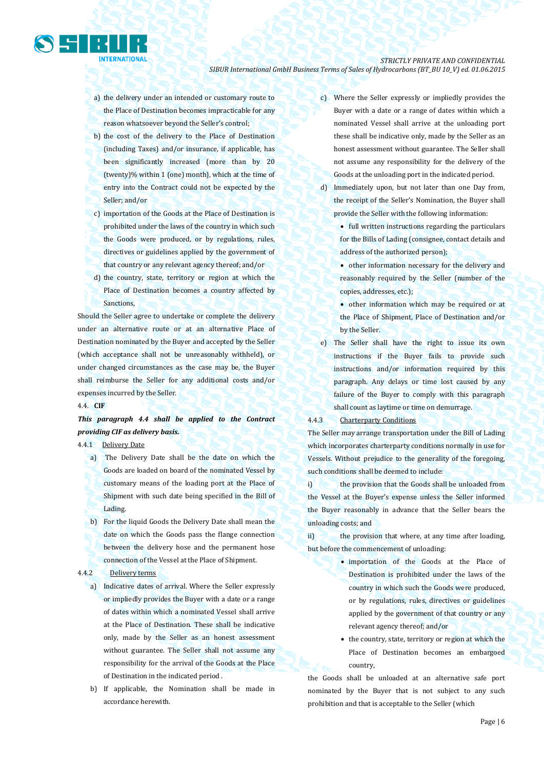a) the delivery under an intended or customary route to the Place of Destination becomes impracticable for any reason whatsoever beyond the Seller's control;

b) the cost of the delivery to the Place of Destination (including Taxes) and/or insurance, if applicable, has been significantly increased (more than by 20 (twenty)% within 1 (one) month), which at the time of entry into the Contract could not be expected by the Seller; and/or

c) importation of the Goods at the Place of Destination is prohibited under the laws of the country in which such the Goods were produced, or by regulations, rules, directives or guidelines applied by the government of that country or any relevant agency thereof; and/or

d) the country, state, territory or region at which the Place of Destination becomes a country affected by Sanctions,

Should the Seller agree to undertake or complete the delivery under an alternative route or at an alternative Place of Destination nominated by the Buyer and accepted by the Seller (which acceptance shall not be unreasonably withheld), or under changed circumstances as the case may be, the Buyer shall reimburse the Seller for any additional costs and/or expenses incurred by the Seller.

4.4. **CIF**

***This paragraph 4.4 shall be applied to the Contract providing CIF as delivery basis.***

4.4.1 Delivery Date

a) The Delivery Date shall be the date on which the Goods are loaded on board of the nominated Vessel by customary means of the loading port at the Place of Shipment with such date being specified in the Bill of Lading.

b) For the liquid Goods the Delivery Date shall mean the date on which the Goods pass the flange connection between the delivery hose and the permanent hose connection of the Vessel at the Place of Shipment.

4.4.2 Delivery terms

a) Indicative dates of arrival. Where the Seller expressly or impliedly provides the Buyer with a date or a range of dates within which a nominated Vessel shall arrive at the Place of Destination. These shall be indicative only, made by the Seller as an honest assessment without guarantee. The Seller shall not assume any responsibility for the arrival of the Goods at the Place of Destination in the indicated period .

b) If applicable, the Nomination shall be made in accordance herewith.

c) Where the Seller expressly or impliedly provides the Buyer with a date or a range of dates within which a nominated Vessel shall arrive at the unloading port these shall be indicative only, made by the Seller as an honest assessment without guarantee. The Seller shall not assume any responsibility for the delivery of the Goods at the unloading port in the indicated period.

d) Immediately upon, but not later than one Day from, the receipt of the Seller's Nomination, the Buyer shall provide the Seller with the following information:

- full written instructions regarding the particulars for the Bills of Lading (consignee, contact details and address of the authorized person);
- other information necessary for the delivery and reasonably required by the Seller (number of the copies, addresses, etc.);
- other information which may be required or at the Place of Shipment, Place of Destination and/or by the Seller.

e) The Seller shall have the right to issue its own instructions if the Buyer fails to provide such instructions and/or information required by this paragraph. Any delays or time lost caused by any failure of the Buyer to comply with this paragraph shall count as laytime or time on demurrage.

4.4.3 Charterparty Conditions

The Seller may arrange transportation under the Bill of Lading which incorporates charterparty conditions normally in use for Vessels. Without prejudice to the generality of the foregoing, such conditions shall be deemed to include:

i) the provision that the Goods shall be unloaded from the Vessel at the Buyer's expense unless the Seller informed the Buyer reasonably in advance that the Seller bears the unloading costs; and

ii) the provision that where, at any time after loading, but before the commencement of unloading:

- importation of the Goods at the Place of Destination is prohibited under the laws of the country in which such the Goods were produced, or by regulations, rules, directives or guidelines applied by the government of that country or any relevant agency thereof; and/or
- the country, state, territory or region at which the Place of Destination becomes an embargoed country,

the Goods shall be unloaded at an alternative safe port nominated by the Buyer that is not subject to any such prohibition and that is acceptable to the Seller (which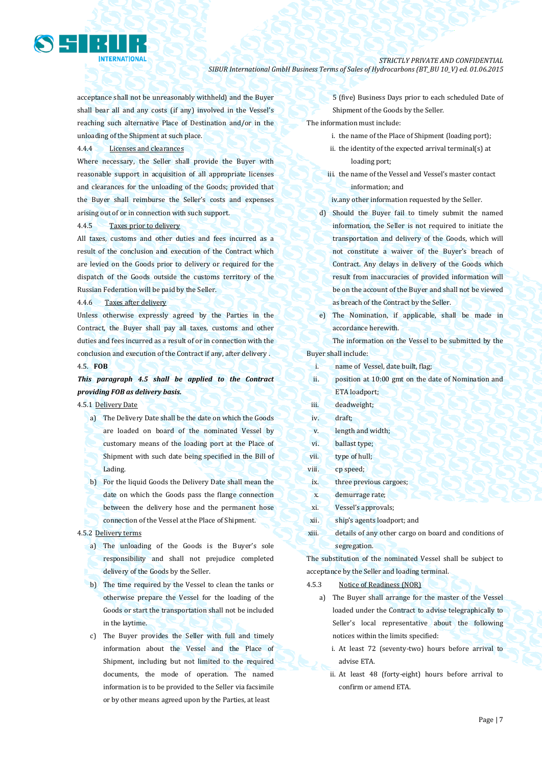acceptance shall not be unreasonably withheld) and the Buyer shall bear all and any costs (if any) involved in the Vessel's reaching such alternative Place of Destination and/or in the unloading of the Shipment at such place.

4.4.4 Licenses and clearances

Where necessary, the Seller shall provide the Buyer with reasonable support in acquisition of all appropriate licenses and clearances for the unloading of the Goods; provided that the Buyer shall reimburse the Seller's costs and expenses arising out of or in connection with such support.

4.4.5 Taxes prior to delivery

All taxes, customs and other duties and fees incurred as a result of the conclusion and execution of the Contract which are levied on the Goods prior to delivery or required for the dispatch of the Goods outside the customs territory of the Russian Federation will be paid by the Seller.

4.4.6 Taxes after delivery

Unless otherwise expressly agreed by the Parties in the Contract, the Buyer shall pay all taxes, customs and other duties and fees incurred as a result of or in connection with the conclusion and execution of the Contract if any, after delivery .

4.5. **FOB**

***This paragraph 4.5 shall be applied to the Contract providing FOB as delivery basis.***

4.5.1 Delivery Date

a) The Delivery Date shall be the date on which the Goods are loaded on board of the nominated Vessel by customary means of the loading port at the Place of Shipment with such date being specified in the Bill of Lading.

b) For the liquid Goods the Delivery Date shall mean the date on which the Goods pass the flange connection between the delivery hose and the permanent hose connection of the Vessel at the Place of Shipment.

4.5.2 Delivery terms

a) The unloading of the Goods is the Buyer's sole responsibility and shall not prejudice completed delivery of the Goods by the Seller.

b) The time required by the Vessel to clean the tanks or otherwise prepare the Vessel for the loading of the Goods or start the transportation shall not be included in the laytime.

c) The Buyer provides the Seller with full and timely information about the Vessel and the Place of Shipment, including but not limited to the required documents, the mode of operation. The named information is to be provided to the Seller via facsimile or by other means agreed upon by the Parties, at least 5 (five) Business Days prior to each scheduled Date of Shipment of the Goods by the Seller.

The information must include:

i. the name of the Place of Shipment (loading port);
ii. the identity of the expected arrival terminal(s) at loading port;
iii. the name of the Vessel and Vessel's master contact information; and
iv. any other information requested by the Seller.

d) Should the Buyer fail to timely submit the named information, the Seller is not required to initiate the transportation and delivery of the Goods, which will not constitute a waiver of the Buyer's breach of Contract. Any delays in delivery of the Goods which result from inaccuracies of provided information will be on the account of the Buyer and shall not be viewed as breach of the Contract by the Seller.

e) The Nomination, if applicable, shall be made in accordance herewith.

The information on the Vessel to be submitted by the Buyer shall include:

i. name of Vessel, date built, flag;
ii. position at 10:00 gmt on the date of Nomination and ETA loadport;
iii. deadweight;
iv. draft;
v. length and width;
vi. ballast type;
vii. type of hull;
viii. cp speed;
ix. three previous cargoes;
x. demurrage rate;
xi. Vessel's approvals;
xii. ship's agents loadport; and
xiii. details of any other cargo on board and conditions of segregation.

The substitution of the nominated Vessel shall be subject to acceptance by the Seller and loading terminal.

4.5.3 Notice of Readiness (NOR)

a) The Buyer shall arrange for the master of the Vessel loaded under the Contract to advise telegraphically to Seller's local representative about the following notices within the limits specified:

i. At least 72 (seventy-two) hours before arrival to advise ETA.
ii. At least 48 (forty-eight) hours before arrival to confirm or amend ETA.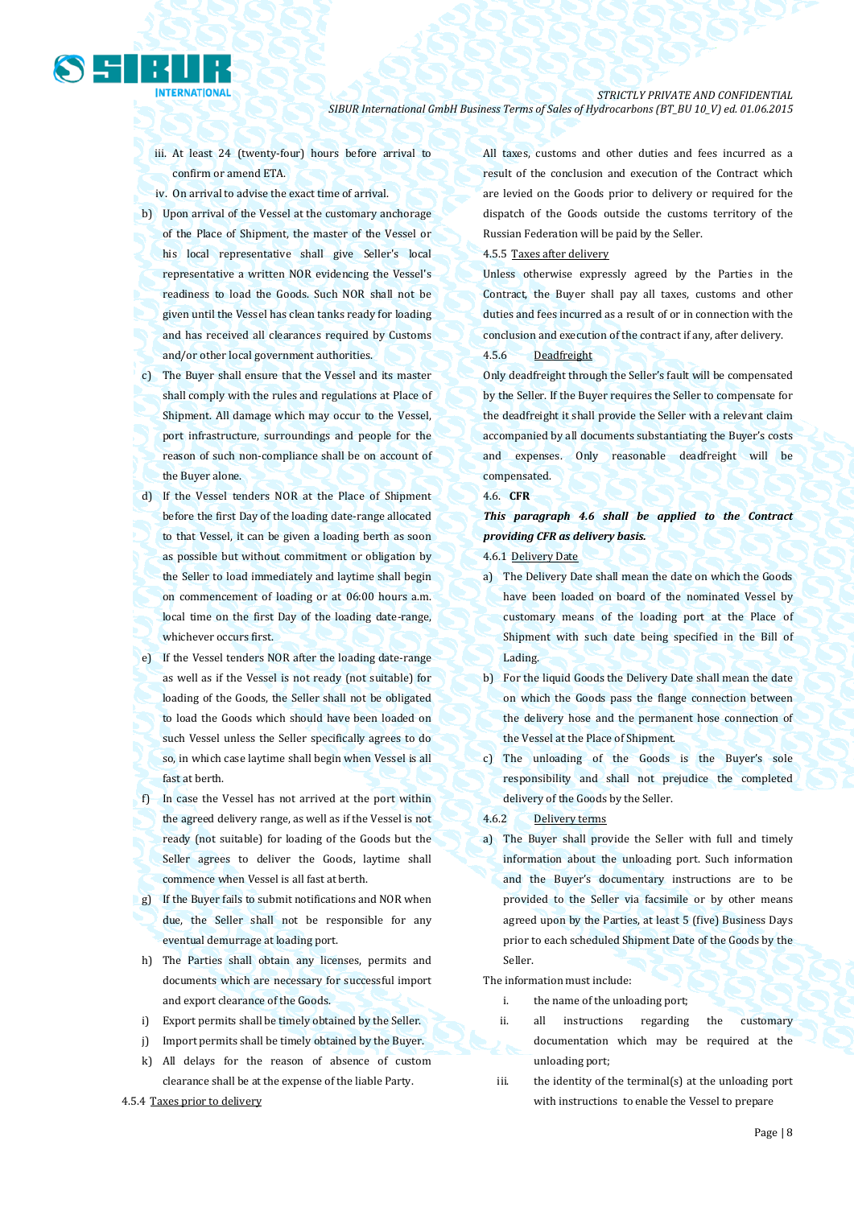iii. At least 24 (twenty-four) hours before arrival to confirm or amend ETA.

iv. On arrival to advise the exact time of arrival.

b) Upon arrival of the Vessel at the customary anchorage of the Place of Shipment, the master of the Vessel or his local representative shall give Seller's local representative a written NOR evidencing the Vessel's readiness to load the Goods. Such NOR shall not be given until the Vessel has clean tanks ready for loading and has received all clearances required by Customs and/or other local government authorities.

c) The Buyer shall ensure that the Vessel and its master shall comply with the rules and regulations at Place of Shipment. All damage which may occur to the Vessel, port infrastructure, surroundings and people for the reason of such non-compliance shall be on account of the Buyer alone.

d) If the Vessel tenders NOR at the Place of Shipment before the first Day of the loading date-range allocated to that Vessel, it can be given a loading berth as soon as possible but without commitment or obligation by the Seller to load immediately and laytime shall begin on commencement of loading or at 06:00 hours a.m. local time on the first Day of the loading date-range, whichever occurs first.

e) If the Vessel tenders NOR after the loading date-range as well as if the Vessel is not ready (not suitable) for loading of the Goods, the Seller shall not be obligated to load the Goods which should have been loaded on such Vessel unless the Seller specifically agrees to do so, in which case laytime shall begin when Vessel is all fast at berth.

f) In case the Vessel has not arrived at the port within the agreed delivery range, as well as if the Vessel is not ready (not suitable) for loading of the Goods but the Seller agrees to deliver the Goods, laytime shall commence when Vessel is all fast at berth.

g) If the Buyer fails to submit notifications and NOR when due, the Seller shall not be responsible for any eventual demurrage at loading port.

h) The Parties shall obtain any licenses, permits and documents which are necessary for successful import and export clearance of the Goods.

i) Export permits shall be timely obtained by the Seller.

j) Import permits shall be timely obtained by the Buyer.

k) All delays for the reason of absence of custom clearance shall be at the expense of the liable Party.

4.5.4 Taxes prior to delivery

All taxes, customs and other duties and fees incurred as a result of the conclusion and execution of the Contract which are levied on the Goods prior to delivery or required for the dispatch of the Goods outside the customs territory of the Russian Federation will be paid by the Seller.

4.5.5 Taxes after delivery

Unless otherwise expressly agreed by the Parties in the Contract, the Buyer shall pay all taxes, customs and other duties and fees incurred as a result of or in connection with the conclusion and execution of the contract if any, after delivery.

4.5.6 Deadfreight

Only deadfreight through the Seller's fault will be compensated by the Seller. If the Buyer requires the Seller to compensate for the deadfreight it shall provide the Seller with a relevant claim accompanied by all documents substantiating the Buyer's costs and expenses. Only reasonable deadfreight will be compensated.

4.6. **CFR**

***This paragraph 4.6 shall be applied to the Contract providing CFR as delivery basis.***

4.6.1 Delivery Date

a) The Delivery Date shall mean the date on which the Goods have been loaded on board of the nominated Vessel by customary means of the loading port at the Place of Shipment with such date being specified in the Bill of Lading.

b) For the liquid Goods the Delivery Date shall mean the date on which the Goods pass the flange connection between the delivery hose and the permanent hose connection of the Vessel at the Place of Shipment.

c) The unloading of the Goods is the Buyer's sole responsibility and shall not prejudice the completed delivery of the Goods by the Seller.

4.6.2 Delivery terms

a) The Buyer shall provide the Seller with full and timely information about the unloading port. Such information and the Buyer's documentary instructions are to be provided to the Seller via facsimile or by other means agreed upon by the Parties, at least 5 (five) Business Days prior to each scheduled Shipment Date of the Goods by the Seller.

The information must include:

i. the name of the unloading port;

ii. all instructions regarding the customary documentation which may be required at the unloading port;

iii. the identity of the terminal(s) at the unloading port with instructions to enable the Vessel to prepare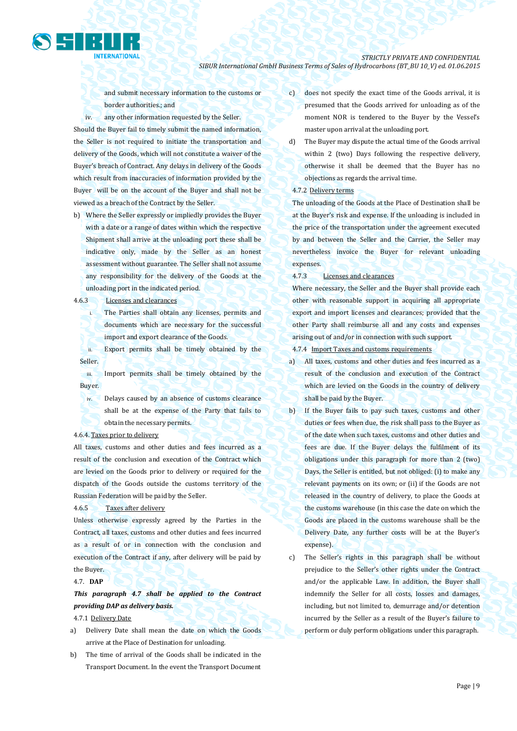and submit necessary information to the customs or border authorities.; and

iv. any other information requested by the Seller.

Should the Buyer fail to timely submit the named information, the Seller is not required to initiate the transportation and delivery of the Goods, which will not constitute a waiver of the Buyer's breach of Contract. Any delays in delivery of the Goods which result from inaccuracies of information provided by the Buyer will be on the account of the Buyer and shall not be viewed as a breach of the Contract by the Seller.

b) Where the Seller expressly or impliedly provides the Buyer with a date or a range of dates within which the respective Shipment shall arrive at the unloading port these shall be indicative only, made by the Seller as an honest assessment without guarantee. The Seller shall not assume any responsibility for the delivery of the Goods at the unloading port in the indicated period.

4.6.3 Licenses and clearances

i. The Parties shall obtain any licenses, permits and documents which are necessary for the successful import and export clearance of the Goods.

ii. Export permits shall be timely obtained by the Seller.

iii. Import permits shall be timely obtained by the Buyer.

iv. Delays caused by an absence of customs clearance shall be at the expense of the Party that fails to obtain the necessary permits.

4.6.4. Taxes prior to delivery

All taxes, customs and other duties and fees incurred as a result of the conclusion and execution of the Contract which are levied on the Goods prior to delivery or required for the dispatch of the Goods outside the customs territory of the Russian Federation will be paid by the Seller.

4.6.5 Taxes after delivery

Unless otherwise expressly agreed by the Parties in the Contract, all taxes, customs and other duties and fees incurred as a result of or in connection with the conclusion and execution of the Contract if any, after delivery will be paid by the Buyer.

4.7. **DAP**

***This paragraph 4.7 shall be applied to the Contract providing DAP as delivery basis.***

4.7.1 Delivery Date

a) Delivery Date shall mean the date on which the Goods arrive at the Place of Destination for unloading.

b) The time of arrival of the Goods shall be indicated in the Transport Document. In the event the Transport Document does not specify the exact time of the Goods arrival, it is presumed that the Goods arrived for unloading as of the moment NOR is tendered to the Buyer by the Vessel's master upon arrival at the unloading port.

d) The Buyer may dispute the actual time of the Goods arrival within 2 (two) Days following the respective delivery, otherwise it shall be deemed that the Buyer has no objections as regards the arrival time.

4.7.2 Delivery terms

The unloading of the Goods at the Place of Destination shall be at the Buyer's risk and expense. If the unloading is included in the price of the transportation under the agreement executed by and between the Seller and the Carrier, the Seller may nevertheless invoice the Buyer for relevant unloading expenses.

4.7.3 Licenses and clearances

Where necessary, the Seller and the Buyer shall provide each other with reasonable support in acquiring all appropriate export and import licenses and clearances; provided that the other Party shall reimburse all and any costs and expenses arising out of and/or in connection with such support.

4.7.4 Import Taxes and customs requirements

a) All taxes, customs and other duties and fees incurred as a result of the conclusion and execution of the Contract which are levied on the Goods in the country of delivery shall be paid by the Buyer.

b) If the Buyer fails to pay such taxes, customs and other duties or fees when due, the risk shall pass to the Buyer as of the date when such taxes, customs and other duties and fees are due. If the Buyer delays the fulfilment of its obligations under this paragraph for more than 2 (two) Days, the Seller is entitled, but not obliged: (i) to make any relevant payments on its own; or (ii) if the Goods are not released in the country of delivery, to place the Goods at the customs warehouse (in this case the date on which the Goods are placed in the customs warehouse shall be the Delivery Date, any further costs will be at the Buyer's expense).

c) The Seller's rights in this paragraph shall be without prejudice to the Seller's other rights under the Contract and/or the applicable Law. In addition, the Buyer shall indemnify the Seller for all costs, losses and damages, including, but not limited to, demurrage and/or detention incurred by the Seller as a result of the Buyer's failure to perform or duly perform obligations under this paragraph.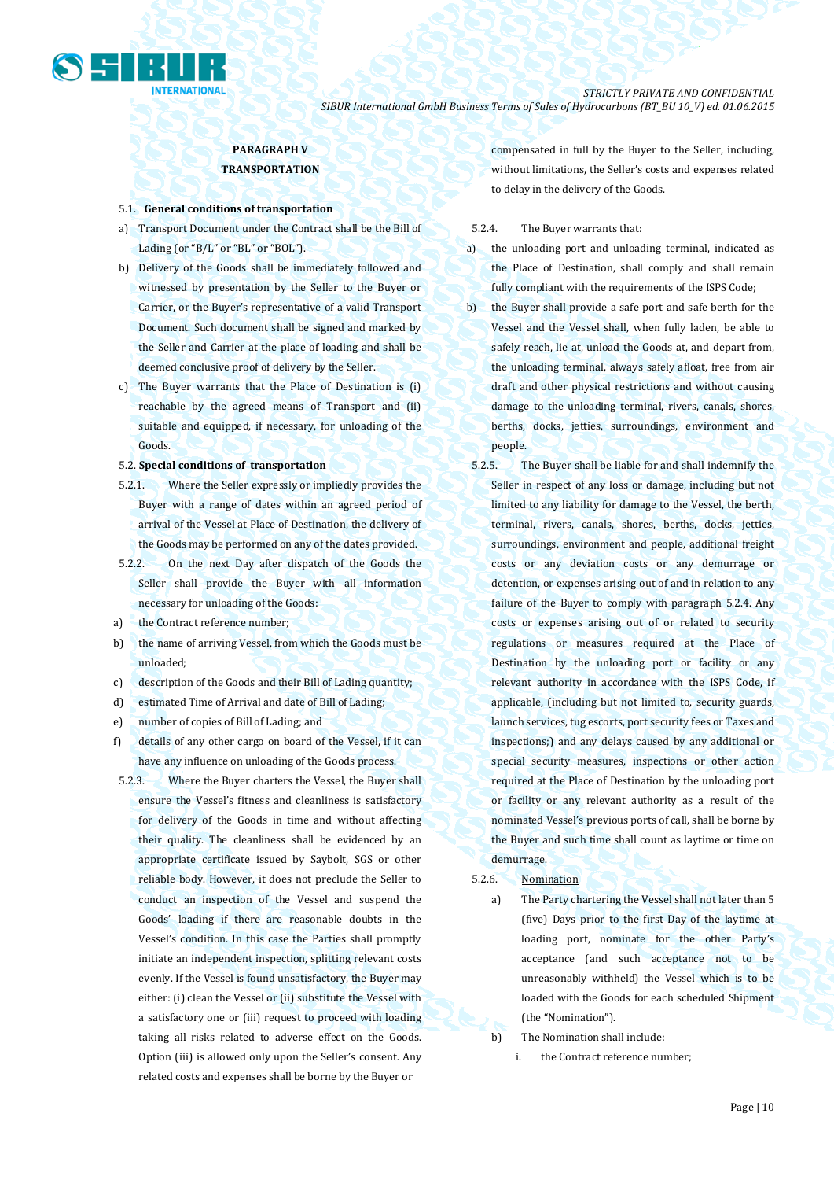## PARAGRAPH V
## TRANSPORTATION

5.1. **General conditions of transportation**

a) Transport Document under the Contract shall be the Bill of Lading (or "B/L" or "BL" or "BOL").

b) Delivery of the Goods shall be immediately followed and witnessed by presentation by the Seller to the Buyer or Carrier, or the Buyer's representative of a valid Transport Document. Such document shall be signed and marked by the Seller and Carrier at the place of loading and shall be deemed conclusive proof of delivery by the Seller.

c) The Buyer warrants that the Place of Destination is (i) reachable by the agreed means of Transport and (ii) suitable and equipped, if necessary, for unloading of the Goods.

5.2. **Special conditions of transportation**

5.2.1. Where the Seller expressly or impliedly provides the Buyer with a range of dates within an agreed period of arrival of the Vessel at Place of Destination, the delivery of the Goods may be performed on any of the dates provided.

5.2.2. On the next Day after dispatch of the Goods the Seller shall provide the Buyer with all information necessary for unloading of the Goods:

a) the Contract reference number;

b) the name of arriving Vessel, from which the Goods must be unloaded;

c) description of the Goods and their Bill of Lading quantity;

d) estimated Time of Arrival and date of Bill of Lading;

e) number of copies of Bill of Lading; and

f) details of any other cargo on board of the Vessel, if it can have any influence on unloading of the Goods process.

5.2.3. Where the Buyer charters the Vessel, the Buyer shall ensure the Vessel's fitness and cleanliness is satisfactory for delivery of the Goods in time and without affecting their quality. The cleanliness shall be evidenced by an appropriate certificate issued by Saybolt, SGS or other reliable body. However, it does not preclude the Seller to conduct an inspection of the Vessel and suspend the Goods' loading if there are reasonable doubts in the Vessel's condition. In this case the Parties shall promptly initiate an independent inspection, splitting relevant costs evenly. If the Vessel is found unsatisfactory, the Buyer may either: (i) clean the Vessel or (ii) substitute the Vessel with a satisfactory one or (iii) request to proceed with loading taking all risks related to adverse effect on the Goods. Option (iii) is allowed only upon the Seller's consent. Any related costs and expenses shall be borne by the Buyer or compensated in full by the Buyer to the Seller, including, without limitations, the Seller's costs and expenses related to delay in the delivery of the Goods.

5.2.4. The Buyer warrants that:

a) the unloading port and unloading terminal, indicated as the Place of Destination, shall comply and shall remain fully compliant with the requirements of the ISPS Code;

b) the Buyer shall provide a safe port and safe berth for the Vessel and the Vessel shall, when fully laden, be able to safely reach, lie at, unload the Goods at, and depart from, the unloading terminal, always safely afloat, free from air draft and other physical restrictions and without causing damage to the unloading terminal, rivers, canals, shores, berths, docks, jetties, surroundings, environment and people.

5.2.5. The Buyer shall be liable for and shall indemnify the Seller in respect of any loss or damage, including but not limited to any liability for damage to the Vessel, the berth, terminal, rivers, canals, shores, berths, docks, jetties, surroundings, environment and people, additional freight costs or any deviation costs or any demurrage or detention, or expenses arising out of and in relation to any failure of the Buyer to comply with paragraph 5.2.4. Any costs or expenses arising out of or related to security regulations or measures required at the Place of Destination by the unloading port or facility or any relevant authority in accordance with the ISPS Code, if applicable, (including but not limited to, security guards, launch services, tug escorts, port security fees or Taxes and inspections;) and any delays caused by any additional or special security measures, inspections or other action required at the Place of Destination by the unloading port or facility or any relevant authority as a result of the nominated Vessel's previous ports of call, shall be borne by the Buyer and such time shall count as laytime or time on demurrage.

5.2.6. Nomination

a) The Party chartering the Vessel shall not later than 5 (five) Days prior to the first Day of the laytime at loading port, nominate for the other Party's acceptance (and such acceptance not to be unreasonably withheld) the Vessel which is to be loaded with the Goods for each scheduled Shipment (the "Nomination").

b) The Nomination shall include:

i. the Contract reference number;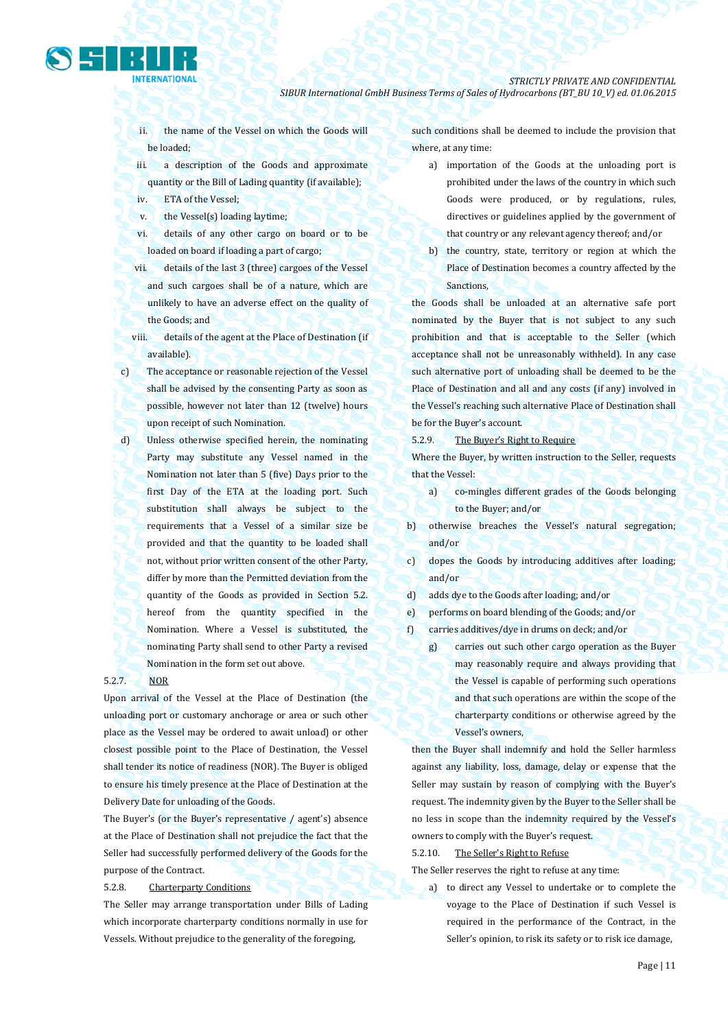ii. the name of the Vessel on which the Goods will be loaded;

iii. a description of the Goods and approximate quantity or the Bill of Lading quantity (if available);

iv. ETA of the Vessel;

v. the Vessel(s) loading laytime;

vi. details of any other cargo on board or to be loaded on board if loading a part of cargo;

vii. details of the last 3 (three) cargoes of the Vessel and such cargoes shall be of a nature, which are unlikely to have an adverse effect on the quality of the Goods; and

viii. details of the agent at the Place of Destination (if available).

c) The acceptance or reasonable rejection of the Vessel shall be advised by the consenting Party as soon as possible, however not later than 12 (twelve) hours upon receipt of such Nomination.

d) Unless otherwise specified herein, the nominating Party may substitute any Vessel named in the Nomination not later than 5 (five) Days prior to the first Day of the ETA at the loading port. Such substitution shall always be subject to the requirements that a Vessel of a similar size be provided and that the quantity to be loaded shall not, without prior written consent of the other Party, differ by more than the Permitted deviation from the quantity of the Goods as provided in Section 5.2. hereof from the quantity specified in the Nomination. Where a Vessel is substituted, the nominating Party shall send to other Party a revised Nomination in the form set out above.

5.2.7. <u>NOR</u>

Upon arrival of the Vessel at the Place of Destination (the unloading port or customary anchorage or area or such other place as the Vessel may be ordered to await unload) or other closest possible point to the Place of Destination, the Vessel shall tender its notice of readiness (NOR). The Buyer is obliged to ensure his timely presence at the Place of Destination at the Delivery Date for unloading of the Goods.

The Buyer's (or the Buyer's representative / agent's) absence at the Place of Destination shall not prejudice the fact that the Seller had successfully performed delivery of the Goods for the purpose of the Contract.

5.2.8. <u>Charterparty Conditions</u>

The Seller may arrange transportation under Bills of Lading which incorporate charterparty conditions normally in use for Vessels. Without prejudice to the generality of the foregoing, such conditions shall be deemed to include the provision that where, at any time:

a) importation of the Goods at the unloading port is prohibited under the laws of the country in which such Goods were produced, or by regulations, rules, directives or guidelines applied by the government of that country or any relevant agency thereof; and/or

b) the country, state, territory or region at which the Place of Destination becomes a country affected by the Sanctions,

the Goods shall be unloaded at an alternative safe port nominated by the Buyer that is not subject to any such prohibition and that is acceptable to the Seller (which acceptance shall not be unreasonably withheld). In any case such alternative port of unloading shall be deemed to be the Place of Destination and all and any costs (if any) involved in the Vessel's reaching such alternative Place of Destination shall be for the Buyer's account.

5.2.9. <u>The Buyer's Right to Require</u>

Where the Buyer, by written instruction to the Seller, requests that the Vessel:

a) co-mingles different grades of the Goods belonging to the Buyer; and/or

b) otherwise breaches the Vessel's natural segregation; and/or

c) dopes the Goods by introducing additives after loading; and/or

d) adds dye to the Goods after loading; and/or

e) performs on board blending of the Goods; and/or

f) carries additives/dye in drums on deck; and/or

g) carries out such other cargo operation as the Buyer may reasonably require and always providing that the Vessel is capable of performing such operations and that such operations are within the scope of the charterparty conditions or otherwise agreed by the Vessel's owners,

then the Buyer shall indemnify and hold the Seller harmless against any liability, loss, damage, delay or expense that the Seller may sustain by reason of complying with the Buyer's request. The indemnity given by the Buyer to the Seller shall be no less in scope than the indemnity required by the Vessel's owners to comply with the Buyer's request.

5.2.10. <u>The Seller's Right to Refuse</u>

The Seller reserves the right to refuse at any time:

a) to direct any Vessel to undertake or to complete the voyage to the Place of Destination if such Vessel is required in the performance of the Contract, in the Seller's opinion, to risk its safety or to risk ice damage,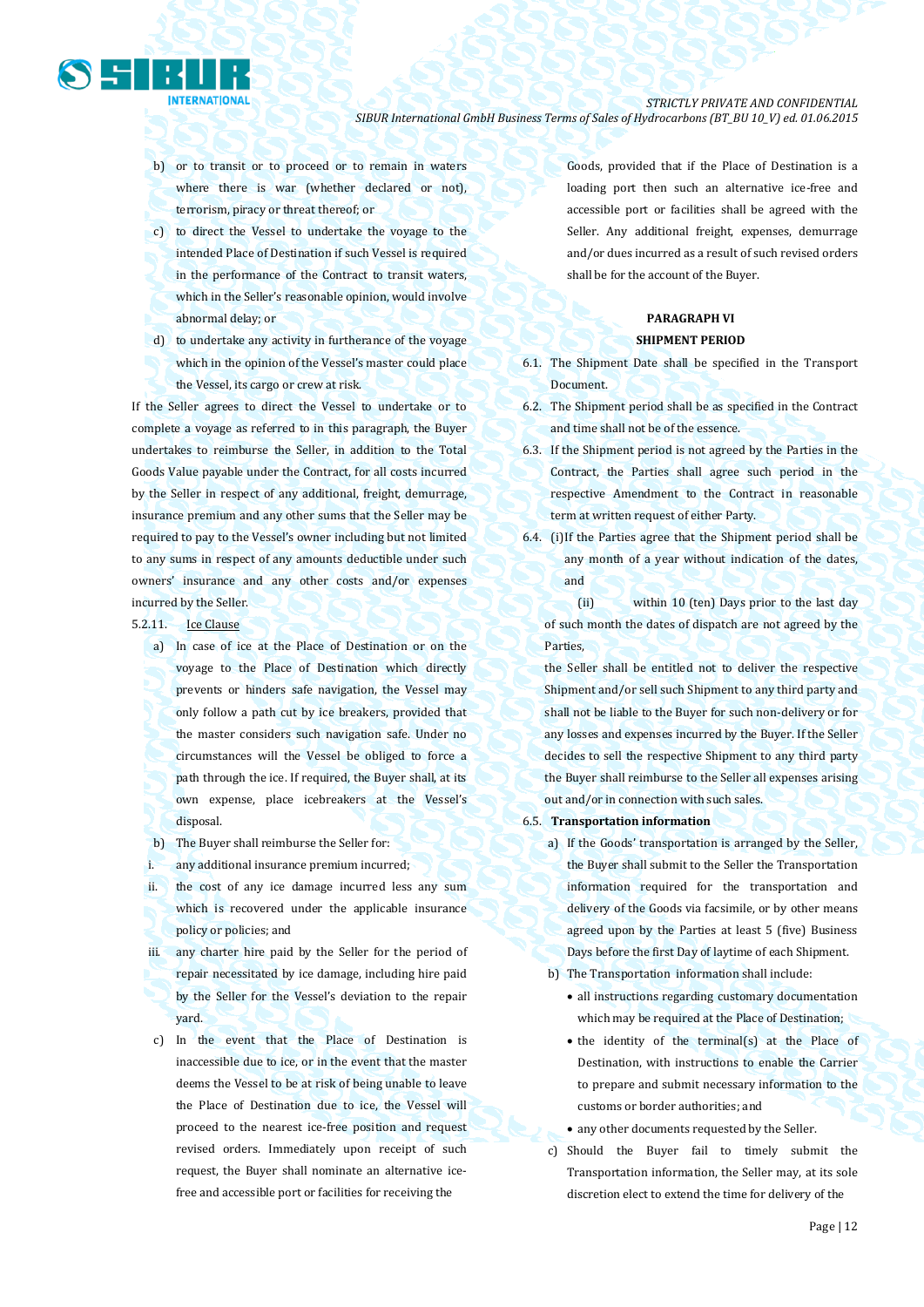b) or to transit or to proceed or to remain in waters where there is war (whether declared or not), terrorism, piracy or threat thereof; or

c) to direct the Vessel to undertake the voyage to the intended Place of Destination if such Vessel is required in the performance of the Contract to transit waters, which in the Seller's reasonable opinion, would involve abnormal delay; or

d) to undertake any activity in furtherance of the voyage which in the opinion of the Vessel's master could place the Vessel, its cargo or crew at risk.

If the Seller agrees to direct the Vessel to undertake or to complete a voyage as referred to in this paragraph, the Buyer undertakes to reimburse the Seller, in addition to the Total Goods Value payable under the Contract, for all costs incurred by the Seller in respect of any additional, freight, demurrage, insurance premium and any other sums that the Seller may be required to pay to the Vessel's owner including but not limited to any sums in respect of any amounts deductible under such owners' insurance and any other costs and/or expenses incurred by the Seller.

5.2.11. Ice Clause

a) In case of ice at the Place of Destination or on the voyage to the Place of Destination which directly prevents or hinders safe navigation, the Vessel may only follow a path cut by ice breakers, provided that the master considers such navigation safe. Under no circumstances will the Vessel be obliged to force a path through the ice. If required, the Buyer shall, at its own expense, place icebreakers at the Vessel's disposal.

b) The Buyer shall reimburse the Seller for:

i. any additional insurance premium incurred;

ii. the cost of any ice damage incurred less any sum which is recovered under the applicable insurance policy or policies; and

iii. any charter hire paid by the Seller for the period of repair necessitated by ice damage, including hire paid by the Seller for the Vessel's deviation to the repair yard.

c) In the event that the Place of Destination is inaccessible due to ice, or in the event that the master deems the Vessel to be at risk of being unable to leave the Place of Destination due to ice, the Vessel will proceed to the nearest ice-free position and request revised orders. Immediately upon receipt of such request, the Buyer shall nominate an alternative ice-free and accessible port or facilities for receiving the Goods, provided that if the Place of Destination is a loading port then such an alternative ice-free and accessible port or facilities shall be agreed with the Seller. Any additional freight, expenses, demurrage and/or dues incurred as a result of such revised orders shall be for the account of the Buyer.

**PARAGRAPH VI**

**SHIPMENT PERIOD**

6.1. The Shipment Date shall be specified in the Transport Document.

6.2. The Shipment period shall be as specified in the Contract and time shall not be of the essence.

6.3. If the Shipment period is not agreed by the Parties in the Contract, the Parties shall agree such period in the respective Amendment to the Contract in reasonable term at written request of either Party.

6.4. (i)If the Parties agree that the Shipment period shall be any month of a year without indication of the dates, and

(ii) within 10 (ten) Days prior to the last day of such month the dates of dispatch are not agreed by the Parties,

the Seller shall be entitled not to deliver the respective Shipment and/or sell such Shipment to any third party and shall not be liable to the Buyer for such non-delivery or for any losses and expenses incurred by the Buyer. If the Seller decides to sell the respective Shipment to any third party the Buyer shall reimburse to the Seller all expenses arising out and/or in connection with such sales.

6.5. **Transportation information**

a) If the Goods' transportation is arranged by the Seller, the Buyer shall submit to the Seller the Transportation information required for the transportation and delivery of the Goods via facsimile, or by other means agreed upon by the Parties at least 5 (five) Business Days before the first Day of laytime of each Shipment.

b) The Transportation information shall include:

- all instructions regarding customary documentation which may be required at the Place of Destination;
- the identity of the terminal(s) at the Place of Destination, with instructions to enable the Carrier to prepare and submit necessary information to the customs or border authorities; and
- any other documents requested by the Seller.

c) Should the Buyer fail to timely submit the Transportation information, the Seller may, at its sole discretion elect to extend the time for delivery of the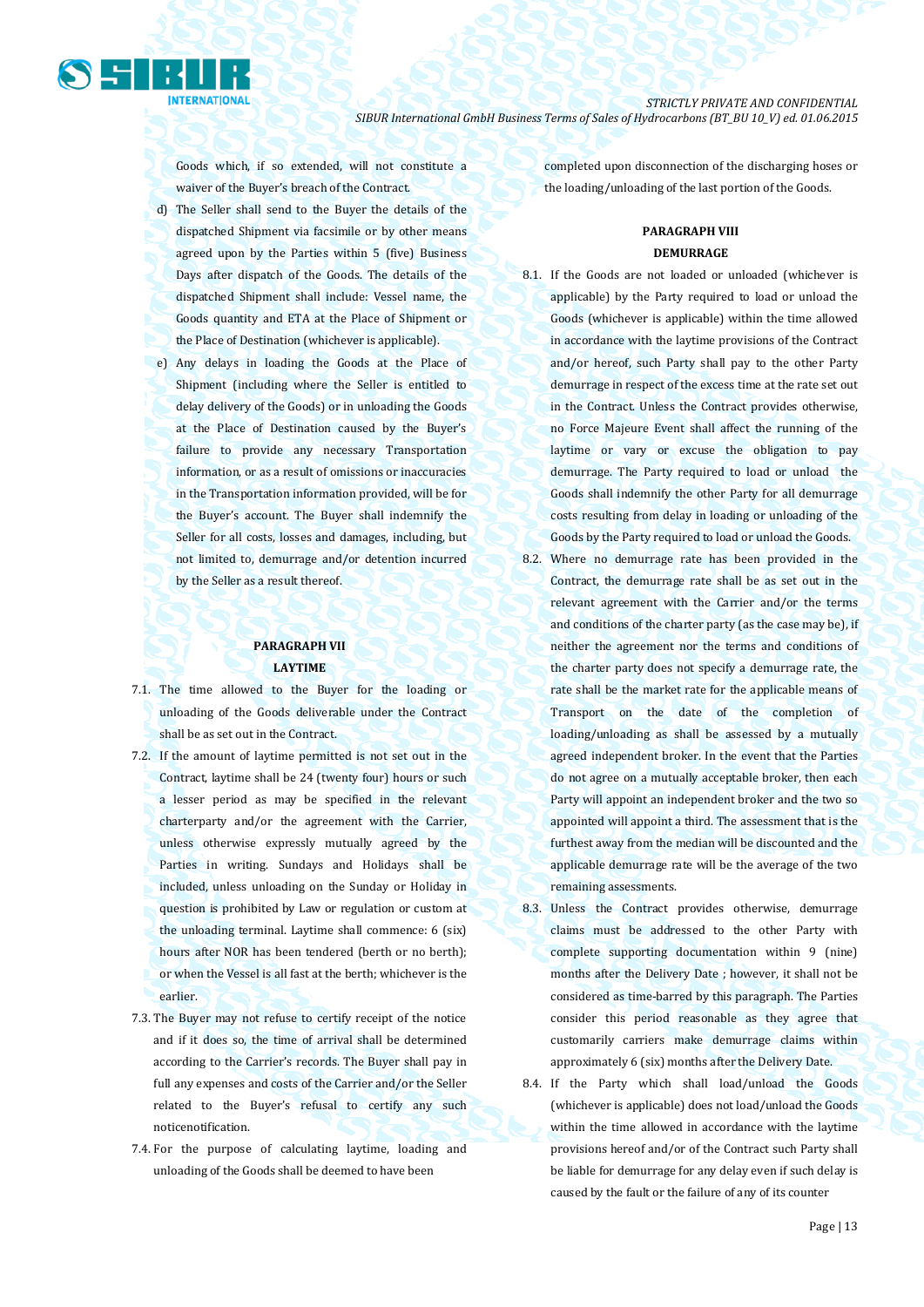Goods which, if so extended, will not constitute a waiver of the Buyer's breach of the Contract.

d) The Seller shall send to the Buyer the details of the dispatched Shipment via facsimile or by other means agreed upon by the Parties within 5 (five) Business Days after dispatch of the Goods. The details of the dispatched Shipment shall include: Vessel name, the Goods quantity and ETA at the Place of Shipment or the Place of Destination (whichever is applicable).

e) Any delays in loading the Goods at the Place of Shipment (including where the Seller is entitled to delay delivery of the Goods) or in unloading the Goods at the Place of Destination caused by the Buyer's failure to provide any necessary Transportation information, or as a result of omissions or inaccuracies in the Transportation information provided, will be for the Buyer's account. The Buyer shall indemnify the Seller for all costs, losses and damages, including, but not limited to, demurrage and/or detention incurred by the Seller as a result thereof.

## PARAGRAPH VII
## LAYTIME

7.1. The time allowed to the Buyer for the loading or unloading of the Goods deliverable under the Contract shall be as set out in the Contract.

7.2. If the amount of laytime permitted is not set out in the Contract, laytime shall be 24 (twenty four) hours or such a lesser period as may be specified in the relevant charterparty and/or the agreement with the Carrier, unless otherwise expressly mutually agreed by the Parties in writing. Sundays and Holidays shall be included, unless unloading on the Sunday or Holiday in question is prohibited by Law or regulation or custom at the unloading terminal. Laytime shall commence: 6 (six) hours after NOR has been tendered (berth or no berth); or when the Vessel is all fast at the berth; whichever is the earlier.

7.3. The Buyer may not refuse to certify receipt of the notice and if it does so, the time of arrival shall be determined according to the Carrier's records. The Buyer shall pay in full any expenses and costs of the Carrier and/or the Seller related to the Buyer's refusal to certify any such noticenotification.

7.4. For the purpose of calculating laytime, loading and unloading of the Goods shall be deemed to have been completed upon disconnection of the discharging hoses or the loading/unloading of the last portion of the Goods.

## PARAGRAPH VIII
## DEMURRAGE

8.1. If the Goods are not loaded or unloaded (whichever is applicable) by the Party required to load or unload the Goods (whichever is applicable) within the time allowed in accordance with the laytime provisions of the Contract and/or hereof, such Party shall pay to the other Party demurrage in respect of the excess time at the rate set out in the Contract. Unless the Contract provides otherwise, no Force Majeure Event shall affect the running of the laytime or vary or excuse the obligation to pay demurrage. The Party required to load or unload the Goods shall indemnify the other Party for all demurrage costs resulting from delay in loading or unloading of the Goods by the Party required to load or unload the Goods.

8.2. Where no demurrage rate has been provided in the Contract, the demurrage rate shall be as set out in the relevant agreement with the Carrier and/or the terms and conditions of the charter party (as the case may be), if neither the agreement nor the terms and conditions of the charter party does not specify a demurrage rate, the rate shall be the market rate for the applicable means of Transport on the date of the completion of loading/unloading as shall be assessed by a mutually agreed independent broker. In the event that the Parties do not agree on a mutually acceptable broker, then each Party will appoint an independent broker and the two so appointed will appoint a third. The assessment that is the furthest away from the median will be discounted and the applicable demurrage rate will be the average of the two remaining assessments.

8.3. Unless the Contract provides otherwise, demurrage claims must be addressed to the other Party with complete supporting documentation within 9 (nine) months after the Delivery Date ; however, it shall not be considered as time-barred by this paragraph. The Parties consider this period reasonable as they agree that customarily carriers make demurrage claims within approximately 6 (six) months after the Delivery Date.

8.4. If the Party which shall load/unload the Goods (whichever is applicable) does not load/unload the Goods within the time allowed in accordance with the laytime provisions hereof and/or of the Contract such Party shall be liable for demurrage for any delay even if such delay is caused by the fault or the failure of any of its counter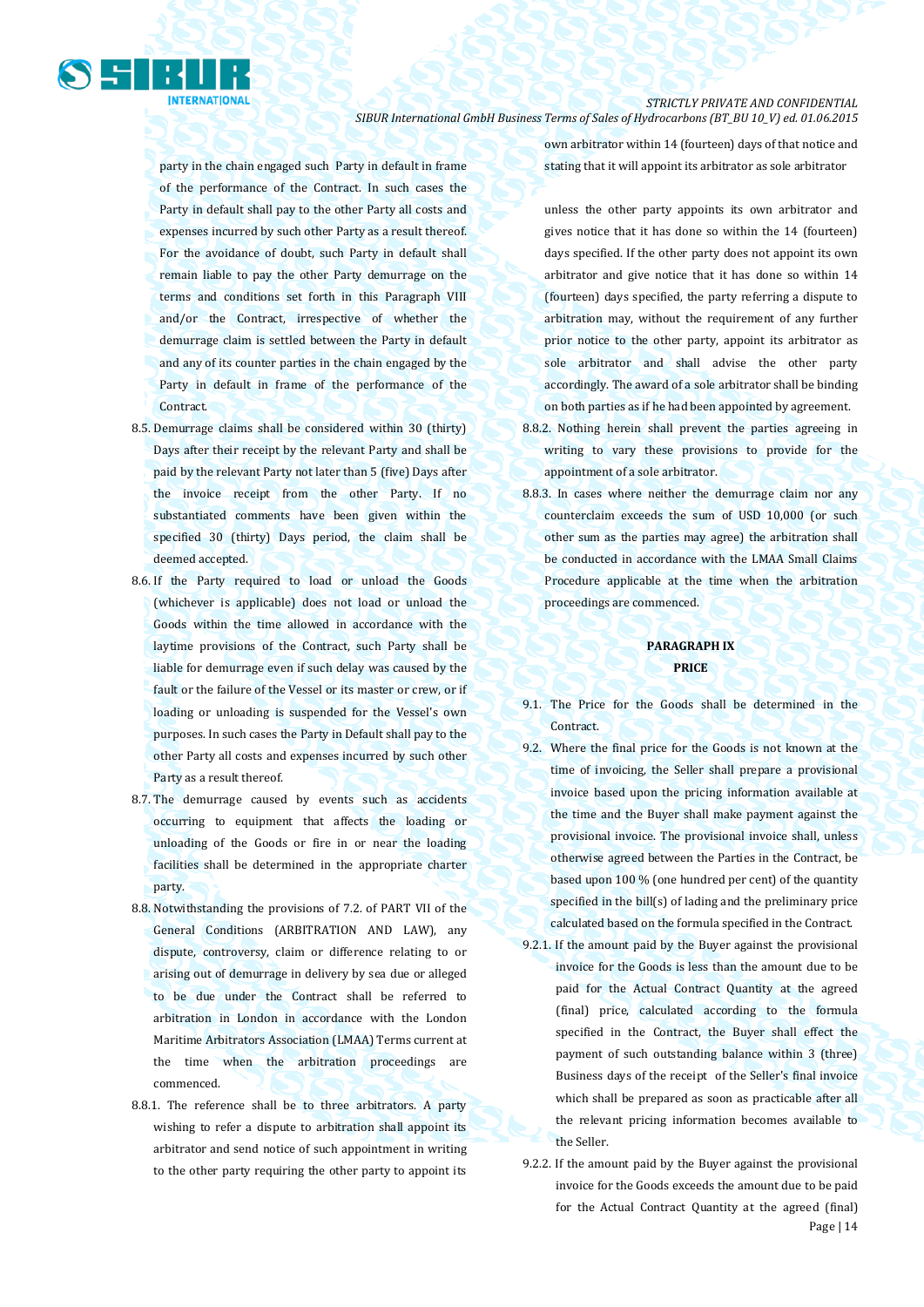party in the chain engaged such Party in default in frame of the performance of the Contract. In such cases the Party in default shall pay to the other Party all costs and expenses incurred by such other Party as a result thereof. For the avoidance of doubt, such Party in default shall remain liable to pay the other Party demurrage on the terms and conditions set forth in this Paragraph VIII and/or the Contract, irrespective of whether the demurrage claim is settled between the Party in default and any of its counter parties in the chain engaged by the Party in default in frame of the performance of the Contract.

8.5. Demurrage claims shall be considered within 30 (thirty) Days after their receipt by the relevant Party and shall be paid by the relevant Party not later than 5 (five) Days after the invoice receipt from the other Party. If no substantiated comments have been given within the specified 30 (thirty) Days period, the claim shall be deemed accepted.

8.6. If the Party required to load or unload the Goods (whichever is applicable) does not load or unload the Goods within the time allowed in accordance with the laytime provisions of the Contract, such Party shall be liable for demurrage even if such delay was caused by the fault or the failure of the Vessel or its master or crew, or if loading or unloading is suspended for the Vessel's own purposes. In such cases the Party in Default shall pay to the other Party all costs and expenses incurred by such other Party as a result thereof.

8.7. The demurrage caused by events such as accidents occurring to equipment that affects the loading or unloading of the Goods or fire in or near the loading facilities shall be determined in the appropriate charter party.

8.8. Notwithstanding the provisions of 7.2. of PART VII of the General Conditions (ARBITRATION AND LAW), any dispute, controversy, claim or difference relating to or arising out of demurrage in delivery by sea due or alleged to be due under the Contract shall be referred to arbitration in London in accordance with the London Maritime Arbitrators Association (LMAA) Terms current at the time when the arbitration proceedings are commenced.

8.8.1. The reference shall be to three arbitrators. A party wishing to refer a dispute to arbitration shall appoint its arbitrator and send notice of such appointment in writing to the other party requiring the other party to appoint its own arbitrator within 14 (fourteen) days of that notice and stating that it will appoint its arbitrator as sole arbitrator

unless the other party appoints its own arbitrator and gives notice that it has done so within the 14 (fourteen) days specified. If the other party does not appoint its own arbitrator and give notice that it has done so within 14 (fourteen) days specified, the party referring a dispute to arbitration may, without the requirement of any further prior notice to the other party, appoint its arbitrator as sole arbitrator and shall advise the other party accordingly. The award of a sole arbitrator shall be binding on both parties as if he had been appointed by agreement.

8.8.2. Nothing herein shall prevent the parties agreeing in writing to vary these provisions to provide for the appointment of a sole arbitrator.

8.8.3. In cases where neither the demurrage claim nor any counterclaim exceeds the sum of USD 10,000 (or such other sum as the parties may agree) the arbitration shall be conducted in accordance with the LMAA Small Claims Procedure applicable at the time when the arbitration proceedings are commenced.

## PARAGRAPH IX
## PRICE

9.1. The Price for the Goods shall be determined in the Contract.

9.2. Where the final price for the Goods is not known at the time of invoicing, the Seller shall prepare a provisional invoice based upon the pricing information available at the time and the Buyer shall make payment against the provisional invoice. The provisional invoice shall, unless otherwise agreed between the Parties in the Contract, be based upon 100 % (one hundred per cent) of the quantity specified in the bill(s) of lading and the preliminary price calculated based on the formula specified in the Contract.

9.2.1. If the amount paid by the Buyer against the provisional invoice for the Goods is less than the amount due to be paid for the Actual Contract Quantity at the agreed (final) price, calculated according to the formula specified in the Contract, the Buyer shall effect the payment of such outstanding balance within 3 (three) Business days of the receipt of the Seller's final invoice which shall be prepared as soon as practicable after all the relevant pricing information becomes available to the Seller.

9.2.2. If the amount paid by the Buyer against the provisional invoice for the Goods exceeds the amount due to be paid for the Actual Contract Quantity at the agreed (final)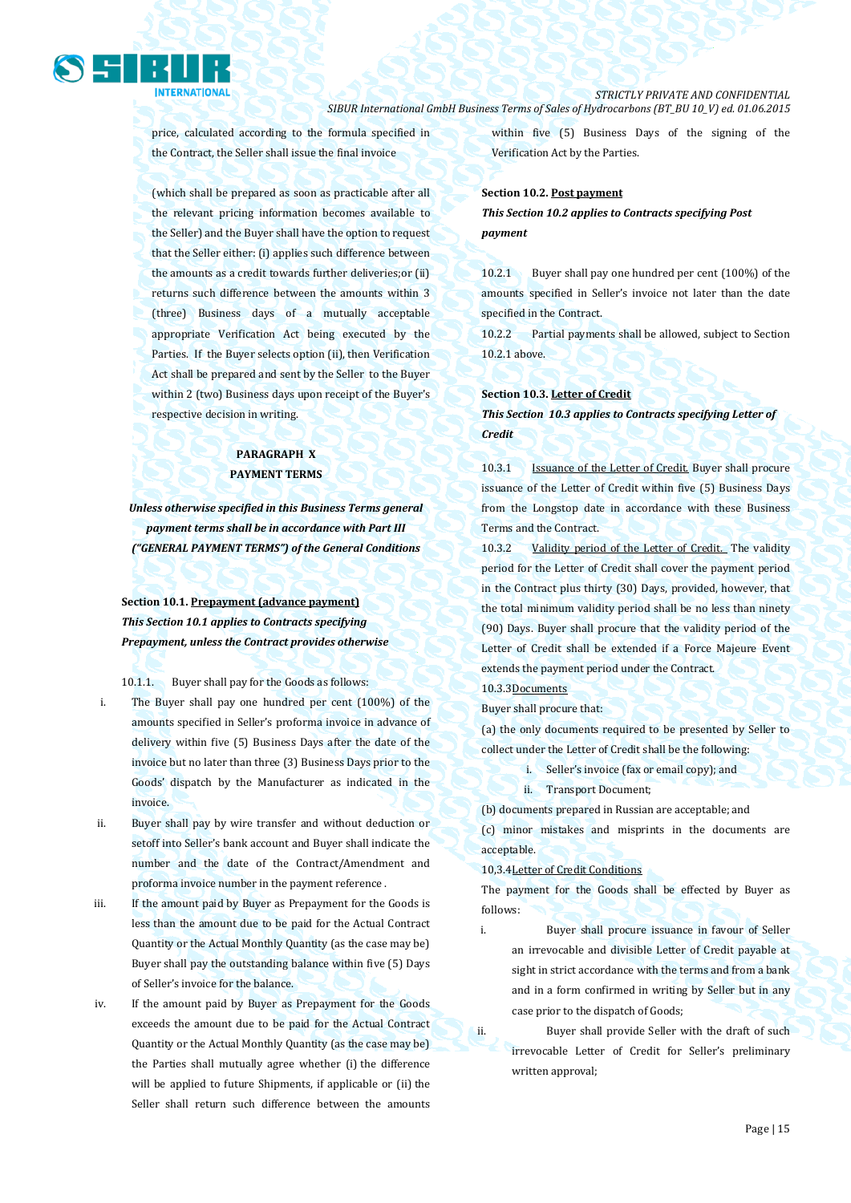price, calculated according to the formula specified in the Contract, the Seller shall issue the final invoice

(which shall be prepared as soon as practicable after all the relevant pricing information becomes available to the Seller) and the Buyer shall have the option to request that the Seller either: (i) applies such difference between the amounts as a credit towards further deliveries;or (ii) returns such difference between the amounts within 3 (three) Business days of a mutually acceptable appropriate Verification Act being executed by the Parties. If the Buyer selects option (ii), then Verification Act shall be prepared and sent by the Seller to the Buyer within 2 (two) Business days upon receipt of the Buyer's respective decision in writing.

## PARAGRAPH X
## PAYMENT TERMS

***Unless otherwise specified in this Business Terms general payment terms shall be in accordance with Part III ("GENERAL PAYMENT TERMS") of the General Conditions***

**Section 10.1. Prepayment (advance payment)**
***This Section 10.1 applies to Contracts specifying Prepayment, unless the Contract provides otherwise***

10.1.1. Buyer shall pay for the Goods as follows:

i. The Buyer shall pay one hundred per cent (100%) of the amounts specified in Seller's proforma invoice in advance of delivery within five (5) Business Days after the date of the invoice but no later than three (3) Business Days prior to the Goods' dispatch by the Manufacturer as indicated in the invoice.

ii. Buyer shall pay by wire transfer and without deduction or setoff into Seller's bank account and Buyer shall indicate the number and the date of the Contract/Amendment and proforma invoice number in the payment reference .

iii. If the amount paid by Buyer as Prepayment for the Goods is less than the amount due to be paid for the Actual Contract Quantity or the Actual Monthly Quantity (as the case may be) Buyer shall pay the outstanding balance within five (5) Days of Seller's invoice for the balance.

iv. If the amount paid by Buyer as Prepayment for the Goods exceeds the amount due to be paid for the Actual Contract Quantity or the Actual Monthly Quantity (as the case may be) the Parties shall mutually agree whether (i) the difference will be applied to future Shipments, if applicable or (ii) the Seller shall return such difference between the amounts within five (5) Business Days of the signing of the Verification Act by the Parties.

**Section 10.2. Post payment**
***This Section 10.2 applies to Contracts specifying Post payment***

10.2.1 Buyer shall pay one hundred per cent (100%) of the amounts specified in Seller's invoice not later than the date specified in the Contract.

10.2.2 Partial payments shall be allowed, subject to Section 10.2.1 above.

**Section 10.3. Letter of Credit**
***This Section 10.3 applies to Contracts specifying Letter of Credit***

10.3.1 Issuance of the Letter of Credit. Buyer shall procure issuance of the Letter of Credit within five (5) Business Days from the Longstop date in accordance with these Business Terms and the Contract.

10.3.2 Validity period of the Letter of Credit. The validity period for the Letter of Credit shall cover the payment period in the Contract plus thirty (30) Days, provided, however, that the total minimum validity period shall be no less than ninety (90) Days. Buyer shall procure that the validity period of the Letter of Credit shall be extended if a Force Majeure Event extends the payment period under the Contract.

10.3.3 Documents

Buyer shall procure that:

(a) the only documents required to be presented by Seller to collect under the Letter of Credit shall be the following:

i. Seller's invoice (fax or email copy); and
ii. Transport Document;

(b) documents prepared in Russian are acceptable; and

(c) minor mistakes and misprints in the documents are acceptable.

10,3.4 Letter of Credit Conditions

The payment for the Goods shall be effected by Buyer as follows:

i. Buyer shall procure issuance in favour of Seller an irrevocable and divisible Letter of Credit payable at sight in strict accordance with the terms and from a bank and in a form confirmed in writing by Seller but in any case prior to the dispatch of Goods;

ii. Buyer shall provide Seller with the draft of such irrevocable Letter of Credit for Seller's preliminary written approval;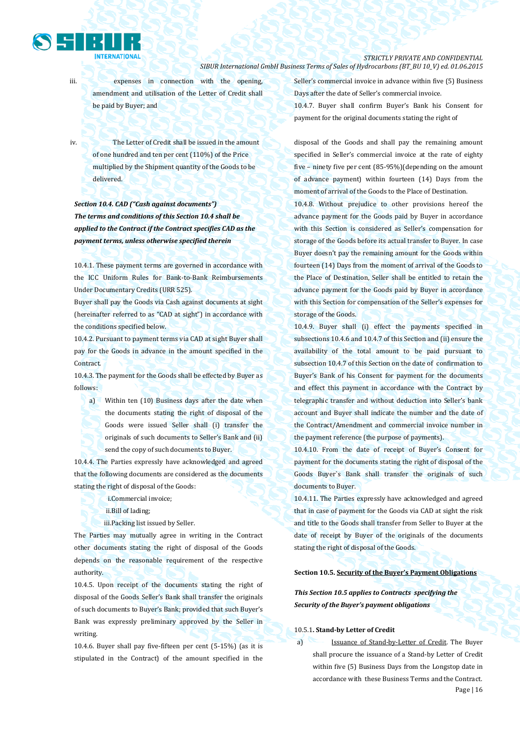iii. expenses in connection with the opening, amendment and utilisation of the Letter of Credit shall be paid by Buyer; and

iv. The Letter of Credit shall be issued in the amount of one hundred and ten per cent (110%) of the Price multiplied by the Shipment quantity of the Goods to be delivered.

***Section 10.4. CAD ("Cash against documents")***

***The terms and conditions of this Section 10.4 shall be applied to the Contract if the Contract specifies CAD as the payment terms, unless otherwise specified therein***

10.4.1. These payment terms are governed in accordance with the ICC Uniform Rules for Bank-to-Bank Reimbursements Under Documentary Credits (URR 525).

Buyer shall pay the Goods via Cash against documents at sight (hereinafter referred to as "CAD at sight") in accordance with the conditions specified below.

10.4.2. Pursuant to payment terms via CAD at sight Buyer shall pay for the Goods in advance in the amount specified in the Contract.

10.4.3. The payment for the Goods shall be effected by Buyer as follows:

a) Within ten (10) Business days after the date when the documents stating the right of disposal of the Goods were issued Seller shall (i) transfer the originals of such documents to Seller's Bank and (ii) send the copy of such documents to Buyer.

10.4.4. The Parties expressly have acknowledged and agreed that the following documents are considered as the documents stating the right of disposal of the Goods:

i. Commercial invoice;
ii. Bill of lading;
iii. Packing list issued by Seller.

The Parties may mutually agree in writing in the Contract other documents stating the right of disposal of the Goods depends on the reasonable requirement of the respective authority.

10.4.5. Upon receipt of the documents stating the right of disposal of the Goods Seller's Bank shall transfer the originals of such documents to Buyer's Bank; provided that such Buyer's Bank was expressly preliminary approved by the Seller in writing.

10.4.6. Buyer shall pay five-fifteen per cent (5-15%) (as it is stipulated in the Contract) of the amount specified in the Seller's commercial invoice in advance within five (5) Business Days after the date of Seller's commercial invoice.

10.4.7. Buyer shall confirm Buyer's Bank his Consent for payment for the original documents stating the right of disposal of the Goods and shall pay the remaining amount specified in Seller's commercial invoice at the rate of eighty five – ninety five per cent (85-95%)(depending on the amount of advance payment) within fourteen (14) Days from the moment of arrival of the Goods to the Place of Destination.

10.4.8. Without prejudice to other provisions hereof the advance payment for the Goods paid by Buyer in accordance with this Section is considered as Seller's compensation for storage of the Goods before its actual transfer to Buyer. In case Buyer doesn't pay the remaining amount for the Goods within fourteen (14) Days from the moment of arrival of the Goods to the Place of Destination, Seller shall be entitled to retain the advance payment for the Goods paid by Buyer in accordance with this Section for compensation of the Seller's expenses for storage of the Goods.

10.4.9. Buyer shall (i) effect the payments specified in subsections 10.4.6 and 10.4.7 of this Section and (ii) ensure the availability of the total amount to be paid pursuant to subsection 10.4.7 of this Section on the date of confirmation to Buyer's Bank of his Consent for payment for the documents and effect this payment in accordance with the Contract by telegraphic transfer and without deduction into Seller's bank account and Buyer shall indicate the number and the date of the Contract/Amendment and commercial invoice number in the payment reference (the purpose of payments).

10.4.10. From the date of receipt of Buyer's Consent for payment for the documents stating the right of disposal of the Goods Buyer`s Bank shall transfer the originals of such documents to Buyer.

10.4.11. The Parties expressly have acknowledged and agreed that in case of payment for the Goods via CAD at sight the risk and title to the Goods shall transfer from Seller to Buyer at the date of receipt by Buyer of the originals of the documents stating the right of disposal of the Goods.

**Section 10.5. Security of the Buyer's Payment Obligations**

***This Section 10.5 applies to Contracts specifying the Security of the Buyer's payment obligations***

10.5.1. **Stand-by Letter of Credit**

a) Issuance of Stand-by-Letter of Credit. The Buyer shall procure the issuance of a Stand-by Letter of Credit within five (5) Business Days from the Longstop date in accordance with these Business Terms and the Contract.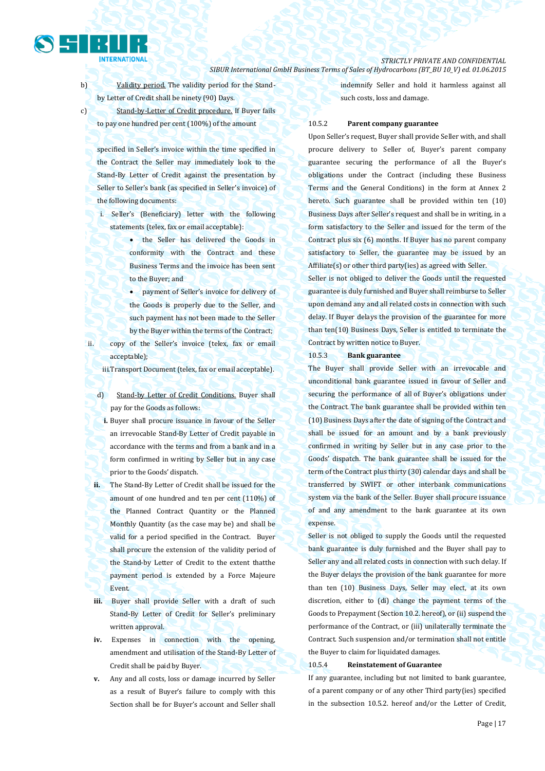b) Validity period. The validity period for the Stand-by Letter of Credit shall be ninety (90) Days.

c) Stand-by-Letter of Credit procedure. If Buyer fails to pay one hundred per cent (100%) of the amount specified in Seller's invoice within the time specified in the Contract the Seller may immediately look to the Stand-By Letter of Credit against the presentation by Seller to Seller's bank (as specified in Seller's invoice) of the following documents:

i. Seller's (Beneficiary) letter with the following statements (telex, fax or email acceptable):

- the Seller has delivered the Goods in conformity with the Contract and these Business Terms and the invoice has been sent to the Buyer; and
- payment of Seller's invoice for delivery of the Goods is properly due to the Seller, and such payment has not been made to the Seller by the Buyer within the terms of the Contract;

ii. copy of the Seller's invoice (telex, fax or email acceptable);

iii. Transport Document (telex, fax or email acceptable).

d) Stand-by Letter of Credit Conditions. Buyer shall pay for the Goods as follows:

**i.** Buyer shall procure issuance in favour of the Seller an irrevocable Stand-By Letter of Credit payable in accordance with the terms and from a bank and in a form confirmed in writing by Seller but in any case prior to the Goods' dispatch.

**ii.** The Stand-By Letter of Credit shall be issued for the amount of one hundred and ten per cent (110%) of the Planned Contract Quantity or the Planned Monthly Quantity (as the case may be) and shall be valid for a period specified in the Contract. Buyer shall procure the extension of the validity period of the Stand-by Letter of Credit to the extent thatthe payment period is extended by a Force Majeure Event.

**iii.** Buyer shall provide Seller with a draft of such Stand-By Letter of Credit for Seller's preliminary written approval.

**iv.** Expenses in connection with the opening, amendment and utilisation of the Stand-By Letter of Credit shall be paid by Buyer.

**v.** Any and all costs, loss or damage incurred by Seller as a result of Buyer's failure to comply with this Section shall be for Buyer's account and Seller shall indemnify Seller and hold it harmless against all such costs, loss and damage.

10.5.2 **Parent company guarantee**

Upon Seller's request, Buyer shall provide Seller with, and shall procure delivery to Seller of, Buyer's parent company guarantee securing the performance of all the Buyer's obligations under the Contract (including these Business Terms and the General Conditions) in the form at Annex 2 hereto. Such guarantee shall be provided within ten (10) Business Days after Seller's request and shall be in writing, in a form satisfactory to the Seller and issued for the term of the Contract plus six (6) months. If Buyer has no parent company satisfactory to Seller, the guarantee may be issued by an Affiliate(s) or other third party(ies) as agreed with Seller.

Seller is not obliged to deliver the Goods until the requested guarantee is duly furnished and Buyer shall reimburse to Seller upon demand any and all related costs in connection with such delay. If Buyer delays the provision of the guarantee for more than ten(10) Business Days, Seller is entitled to terminate the Contract by written notice to Buyer.

10.5.3 **Bank guarantee**

The Buyer shall provide Seller with an irrevocable and unconditional bank guarantee issued in favour of Seller and securing the performance of all of Buyer's obligations under the Contract. The bank guarantee shall be provided within ten (10) Business Days after the date of signing of the Contract and shall be issued for an amount and by a bank previously confirmed in writing by Seller but in any case prior to the Goods' dispatch. The bank guarantee shall be issued for the term of the Contract plus thirty (30) calendar days and shall be transferred by SWIFT or other interbank communications system via the bank of the Seller. Buyer shall procure issuance of and any amendment to the bank guarantee at its own expense.

Seller is not obliged to supply the Goods until the requested bank guarantee is duly furnished and the Buyer shall pay to Seller any and all related costs in connection with such delay. If the Buyer delays the provision of the bank guarantee for more than ten (10) Business Days, Seller may elect, at its own discretion, either to (di) change the payment terms of the Goods to Prepayment (Section 10.2. hereof), or (ii) suspend the performance of the Contract, or (iii) unilaterally terminate the Contract. Such suspension and/or termination shall not entitle the Buyer to claim for liquidated damages.

10.5.4 **Reinstatement of Guarantee**

If any guarantee, including but not limited to bank guarantee, of a parent company or of any other Third party(ies) specified in the subsection 10.5.2. hereof and/or the Letter of Credit,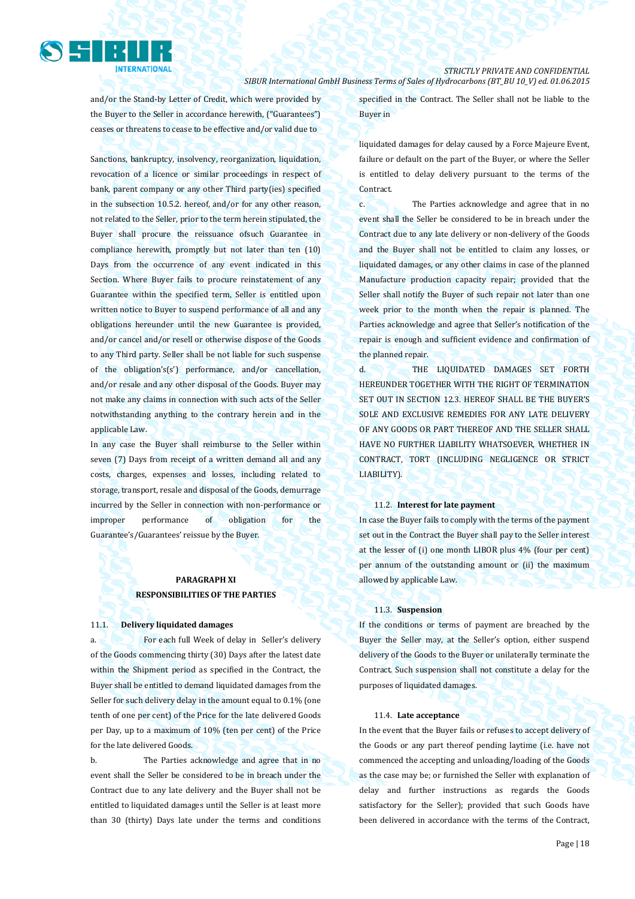and/or the Stand-by Letter of Credit, which were provided by the Buyer to the Seller in accordance herewith, ("Guarantees") ceases or threatens to cease to be effective and/or valid due to

Sanctions, bankruptcy, insolvency, reorganization, liquidation, revocation of a licence or similar proceedings in respect of bank, parent company or any other Third party(ies) specified in the subsection 10.5.2. hereof, and/or for any other reason, not related to the Seller, prior to the term herein stipulated, the Buyer shall procure the reissuance ofsuch Guarantee in compliance herewith, promptly but not later than ten (10) Days from the occurrence of any event indicated in this Section. Where Buyer fails to procure reinstatement of any Guarantee within the specified term, Seller is entitled upon written notice to Buyer to suspend performance of all and any obligations hereunder until the new Guarantee is provided, and/or cancel and/or resell or otherwise dispose of the Goods to any Third party. Seller shall be not liable for such suspense of the obligation's(s') performance, and/or cancellation, and/or resale and any other disposal of the Goods. Buyer may not make any claims in connection with such acts of the Seller notwithstanding anything to the contrary herein and in the applicable Law.

In any case the Buyer shall reimburse to the Seller within seven (7) Days from receipt of a written demand all and any costs, charges, expenses and losses, including related to storage, transport, resale and disposal of the Goods, demurrage incurred by the Seller in connection with non-performance or improper performance of obligation for the Guarantee's/Guarantees' reissue by the Buyer.

## PARAGRAPH XI
## RESPONSIBILITIES OF THE PARTIES

**11.1. Delivery liquidated damages**

a. For each full Week of delay in Seller's delivery of the Goods commencing thirty (30) Days after the latest date within the Shipment period as specified in the Contract, the Buyer shall be entitled to demand liquidated damages from the Seller for such delivery delay in the amount equal to 0.1% (one tenth of one per cent) of the Price for the late delivered Goods per Day, up to a maximum of 10% (ten per cent) of the Price for the late delivered Goods.

b. The Parties acknowledge and agree that in no event shall the Seller be considered to be in breach under the Contract due to any late delivery and the Buyer shall not be entitled to liquidated damages until the Seller is at least more than 30 (thirty) Days late under the terms and conditions specified in the Contract. The Seller shall not be liable to the Buyer in

liquidated damages for delay caused by a Force Majeure Event, failure or default on the part of the Buyer, or where the Seller is entitled to delay delivery pursuant to the terms of the Contract.

c. The Parties acknowledge and agree that in no event shall the Seller be considered to be in breach under the Contract due to any late delivery or non-delivery of the Goods and the Buyer shall not be entitled to claim any losses, or liquidated damages, or any other claims in case of the planned Manufacture production capacity repair; provided that the Seller shall notify the Buyer of such repair not later than one week prior to the month when the repair is planned. The Parties acknowledge and agree that Seller's notification of the repair is enough and sufficient evidence and confirmation of the planned repair.

d. THE LIQUIDATED DAMAGES SET FORTH HEREUNDER TOGETHER WITH THE RIGHT OF TERMINATION SET OUT IN SECTION 12.3. HEREOF SHALL BE THE BUYER'S SOLE AND EXCLUSIVE REMEDIES FOR ANY LATE DELIVERY OF ANY GOODS OR PART THEREOF AND THE SELLER SHALL HAVE NO FURTHER LIABILITY WHATSOEVER, WHETHER IN CONTRACT, TORT (INCLUDING NEGLIGENCE OR STRICT LIABILITY).

**11.2. Interest for late payment**

In case the Buyer fails to comply with the terms of the payment set out in the Contract the Buyer shall pay to the Seller interest at the lesser of (i) one month LIBOR plus 4% (four per cent) per annum of the outstanding amount or (ii) the maximum allowed by applicable Law.

**11.3. Suspension**

If the conditions or terms of payment are breached by the Buyer the Seller may, at the Seller's option, either suspend delivery of the Goods to the Buyer or unilaterally terminate the Contract. Such suspension shall not constitute a delay for the purposes of liquidated damages.

**11.4. Late acceptance**

In the event that the Buyer fails or refuses to accept delivery of the Goods or any part thereof pending laytime (i.e. have not commenced the accepting and unloading/loading of the Goods as the case may be; or furnished the Seller with explanation of delay and further instructions as regards the Goods satisfactory for the Seller); provided that such Goods have been delivered in accordance with the terms of the Contract,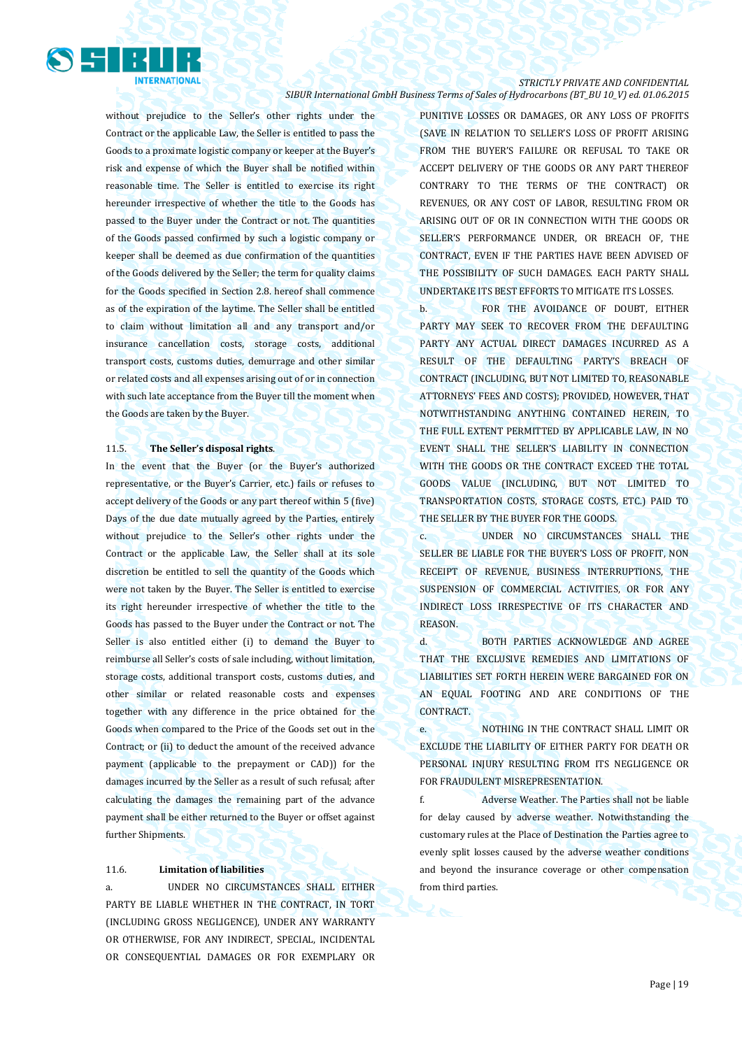without prejudice to the Seller's other rights under the Contract or the applicable Law, the Seller is entitled to pass the Goods to a proximate logistic company or keeper at the Buyer's risk and expense of which the Buyer shall be notified within reasonable time. The Seller is entitled to exercise its right hereunder irrespective of whether the title to the Goods has passed to the Buyer under the Contract or not. The quantities of the Goods passed confirmed by such a logistic company or keeper shall be deemed as due confirmation of the quantities of the Goods delivered by the Seller; the term for quality claims for the Goods specified in Section 2.8. hereof shall commence as of the expiration of the laytime. The Seller shall be entitled to claim without limitation all and any transport and/or insurance cancellation costs, storage costs, additional transport costs, customs duties, demurrage and other similar or related costs and all expenses arising out of or in connection with such late acceptance from the Buyer till the moment when the Goods are taken by the Buyer.

11.5. **The Seller's disposal rights**.

In the event that the Buyer (or the Buyer's authorized representative, or the Buyer's Carrier, etc.) fails or refuses to accept delivery of the Goods or any part thereof within 5 (five) Days of the due date mutually agreed by the Parties, entirely without prejudice to the Seller's other rights under the Contract or the applicable Law, the Seller shall at its sole discretion be entitled to sell the quantity of the Goods which were not taken by the Buyer. The Seller is entitled to exercise its right hereunder irrespective of whether the title to the Goods has passed to the Buyer under the Contract or not. The Seller is also entitled either (i) to demand the Buyer to reimburse all Seller's costs of sale including, without limitation, storage costs, additional transport costs, customs duties, and other similar or related reasonable costs and expenses together with any difference in the price obtained for the Goods when compared to the Price of the Goods set out in the Contract; or (ii) to deduct the amount of the received advance payment (applicable to the prepayment or CAD)) for the damages incurred by the Seller as a result of such refusal; after calculating the damages the remaining part of the advance payment shall be either returned to the Buyer or offset against further Shipments.

11.6. **Limitation of liabilities**

a. UNDER NO CIRCUMSTANCES SHALL EITHER PARTY BE LIABLE WHETHER IN THE CONTRACT, IN TORT (INCLUDING GROSS NEGLIGENCE), UNDER ANY WARRANTY OR OTHERWISE, FOR ANY INDIRECT, SPECIAL, INCIDENTAL OR CONSEQUENTIAL DAMAGES OR FOR EXEMPLARY OR PUNITIVE LOSSES OR DAMAGES, OR ANY LOSS OF PROFITS (SAVE IN RELATION TO SELLER'S LOSS OF PROFIT ARISING FROM THE BUYER'S FAILURE OR REFUSAL TO TAKE OR ACCEPT DELIVERY OF THE GOODS OR ANY PART THEREOF CONTRARY TO THE TERMS OF THE CONTRACT) OR REVENUES, OR ANY COST OF LABOR, RESULTING FROM OR ARISING OUT OF OR IN CONNECTION WITH THE GOODS OR SELLER'S PERFORMANCE UNDER, OR BREACH OF, THE CONTRACT, EVEN IF THE PARTIES HAVE BEEN ADVISED OF THE POSSIBILITY OF SUCH DAMAGES. EACH PARTY SHALL UNDERTAKE ITS BEST EFFORTS TO MITIGATE ITS LOSSES.

b. FOR THE AVOIDANCE OF DOUBT, EITHER PARTY MAY SEEK TO RECOVER FROM THE DEFAULTING PARTY ANY ACTUAL DIRECT DAMAGES INCURRED AS A RESULT OF THE DEFAULTING PARTY'S BREACH OF CONTRACT (INCLUDING, BUT NOT LIMITED TO, REASONABLE ATTORNEYS' FEES AND COSTS); PROVIDED, HOWEVER, THAT NOTWITHSTANDING ANYTHING CONTAINED HEREIN, TO THE FULL EXTENT PERMITTED BY APPLICABLE LAW, IN NO EVENT SHALL THE SELLER'S LIABILITY IN CONNECTION WITH THE GOODS OR THE CONTRACT EXCEED THE TOTAL GOODS VALUE (INCLUDING, BUT NOT LIMITED TO TRANSPORTATION COSTS, STORAGE COSTS, ETC.) PAID TO THE SELLER BY THE BUYER FOR THE GOODS.

c. UNDER NO CIRCUMSTANCES SHALL THE SELLER BE LIABLE FOR THE BUYER'S LOSS OF PROFIT, NON RECEIPT OF REVENUE, BUSINESS INTERRUPTIONS, THE SUSPENSION OF COMMERCIAL ACTIVITIES, OR FOR ANY INDIRECT LOSS IRRESPECTIVE OF ITS CHARACTER AND REASON.

d. BOTH PARTIES ACKNOWLEDGE AND AGREE THAT THE EXCLUSIVE REMEDIES AND LIMITATIONS OF LIABILITIES SET FORTH HEREIN WERE BARGAINED FOR ON AN EQUAL FOOTING AND ARE CONDITIONS OF THE CONTRACT.

e. NOTHING IN THE CONTRACT SHALL LIMIT OR EXCLUDE THE LIABILITY OF EITHER PARTY FOR DEATH OR PERSONAL INJURY RESULTING FROM ITS NEGLIGENCE OR FOR FRAUDULENT MISREPRESENTATION.

f. Adverse Weather. The Parties shall not be liable for delay caused by adverse weather. Notwithstanding the customary rules at the Place of Destination the Parties agree to evenly split losses caused by the adverse weather conditions and beyond the insurance coverage or other compensation from third parties.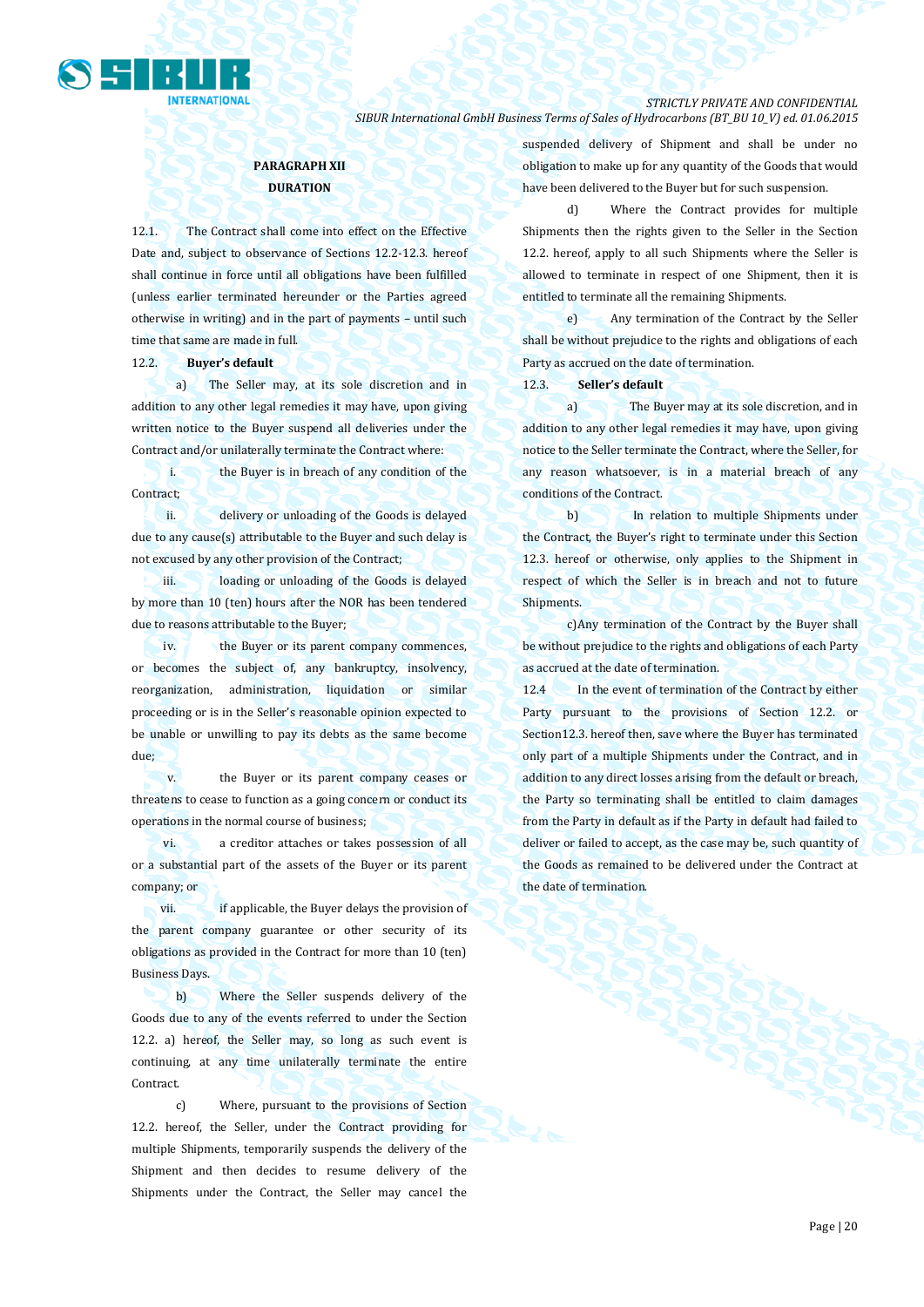## PARAGRAPH XII

## DURATION

12.1. The Contract shall come into effect on the Effective Date and, subject to observance of Sections 12.2-12.3. hereof shall continue in force until all obligations have been fulfilled (unless earlier terminated hereunder or the Parties agreed otherwise in writing) and in the part of payments – until such time that same are made in full.

12.2. **Buyer's default**

a) The Seller may, at its sole discretion and in addition to any other legal remedies it may have, upon giving written notice to the Buyer suspend all deliveries under the Contract and/or unilaterally terminate the Contract where:

i. the Buyer is in breach of any condition of the Contract;

ii. delivery or unloading of the Goods is delayed due to any cause(s) attributable to the Buyer and such delay is not excused by any other provision of the Contract;

iii. loading or unloading of the Goods is delayed by more than 10 (ten) hours after the NOR has been tendered due to reasons attributable to the Buyer;

iv. the Buyer or its parent company commences, or becomes the subject of, any bankruptcy, insolvency, reorganization, administration, liquidation or similar proceeding or is in the Seller's reasonable opinion expected to be unable or unwilling to pay its debts as the same become due;

v. the Buyer or its parent company ceases or threatens to cease to function as a going concern or conduct its operations in the normal course of business;

vi. a creditor attaches or takes possession of all or a substantial part of the assets of the Buyer or its parent company; or

vii. if applicable, the Buyer delays the provision of the parent company guarantee or other security of its obligations as provided in the Contract for more than 10 (ten) Business Days.

b) Where the Seller suspends delivery of the Goods due to any of the events referred to under the Section 12.2. a) hereof, the Seller may, so long as such event is continuing, at any time unilaterally terminate the entire Contract.

c) Where, pursuant to the provisions of Section 12.2. hereof, the Seller, under the Contract providing for multiple Shipments, temporarily suspends the delivery of the Shipment and then decides to resume delivery of the Shipments under the Contract, the Seller may cancel the suspended delivery of Shipment and shall be under no obligation to make up for any quantity of the Goods that would have been delivered to the Buyer but for such suspension.

d) Where the Contract provides for multiple Shipments then the rights given to the Seller in the Section 12.2. hereof, apply to all such Shipments where the Seller is allowed to terminate in respect of one Shipment, then it is entitled to terminate all the remaining Shipments.

e) Any termination of the Contract by the Seller shall be without prejudice to the rights and obligations of each Party as accrued on the date of termination.

12.3. **Seller's default**

a) The Buyer may at its sole discretion, and in addition to any other legal remedies it may have, upon giving notice to the Seller terminate the Contract, where the Seller, for any reason whatsoever, is in a material breach of any conditions of the Contract.

b) In relation to multiple Shipments under the Contract, the Buyer's right to terminate under this Section 12.3. hereof or otherwise, only applies to the Shipment in respect of which the Seller is in breach and not to future Shipments.

c)Any termination of the Contract by the Buyer shall be without prejudice to the rights and obligations of each Party as accrued at the date of termination.

12.4 In the event of termination of the Contract by either Party pursuant to the provisions of Section 12.2. or Section12.3. hereof then, save where the Buyer has terminated only part of a multiple Shipments under the Contract, and in addition to any direct losses arising from the default or breach, the Party so terminating shall be entitled to claim damages from the Party in default as if the Party in default had failed to deliver or failed to accept, as the case may be, such quantity of the Goods as remained to be delivered under the Contract at the date of termination.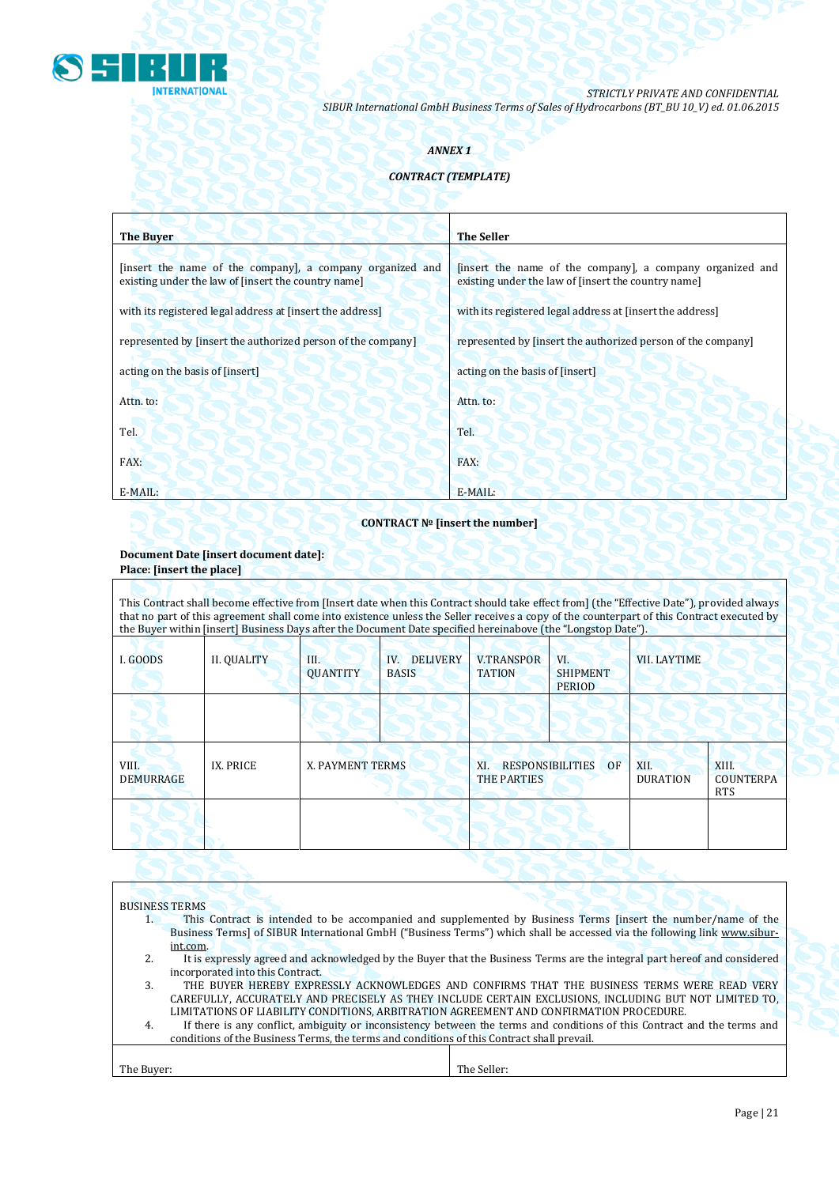*ANNEX 1*

***CONTRACT (TEMPLATE)***

| **The Buyer** | **The Seller** |
|---|---|
| [insert the name of the company], a company organized and existing under the law of [insert the country name]<br><br>with its registered legal address at [insert the address]<br><br>represented by [insert the authorized person of the company]<br><br>acting on the basis of [insert]<br><br>Attn. to:<br><br>Tel.<br><br>FAX:<br><br>E-MAIL: | [insert the name of the company], a company organized and existing under the law of [insert the country name]<br><br>with its registered legal address at [insert the address]<br><br>represented by [insert the authorized person of the company]<br><br>acting on the basis of [insert]<br><br>Attn. to:<br><br>Tel.<br><br>FAX:<br><br>E-MAIL: |

**CONTRACT № [insert the number]**

**Document Date [insert document date]:**
**Place: [insert the place]**

This Contract shall become effective from [Insert date when this Contract should take effect from] (the "Effective Date"), provided always that no part of this agreement shall come into existence unless the Seller receives a copy of the counterpart of this Contract executed by the Buyer within [insert] Business Days after the Document Date specified hereinabove (the "Longstop Date").

| I. GOODS | II. QUALITY | III. QUANTITY | IV. DELIVERY BASIS | V.TRANSPORTATION | VI. SHIPMENT PERIOD | VII. LAYTIME |
|---|---|---|---|---|---|---|
| | | | | | | |

| VIII. DEMURRAGE | IX. PRICE | X. PAYMENT TERMS | XI. RESPONSIBILITIES OF THE PARTIES | XII. DURATION | XIII. COUNTERPARTS |
|---|---|---|---|---|---|
| | | | | | |

BUSINESS TERMS

1. This Contract is intended to be accompanied and supplemented by Business Terms [insert the number/name of the Business Terms] of SIBUR International GmbH ("Business Terms") which shall be accessed via the following link www.sibur-int.com.
2. It is expressly agreed and acknowledged by the Buyer that the Business Terms are the integral part hereof and considered incorporated into this Contract.
3. THE BUYER HEREBY EXPRESSLY ACKNOWLEDGES AND CONFIRMS THAT THE BUSINESS TERMS WERE READ VERY CAREFULLY, ACCURATELY AND PRECISELY AS THEY INCLUDE CERTAIN EXCLUSIONS, INCLUDING BUT NOT LIMITED TO, LIMITATIONS OF LIABILITY CONDITIONS, ARBITRATION AGREEMENT AND CONFIRMATION PROCEDURE.
4. If there is any conflict, ambiguity or inconsistency between the terms and conditions of this Contract and the terms and conditions of the Business Terms, the terms and conditions of this Contract shall prevail.

| The Buyer: | The Seller: |
|---|---|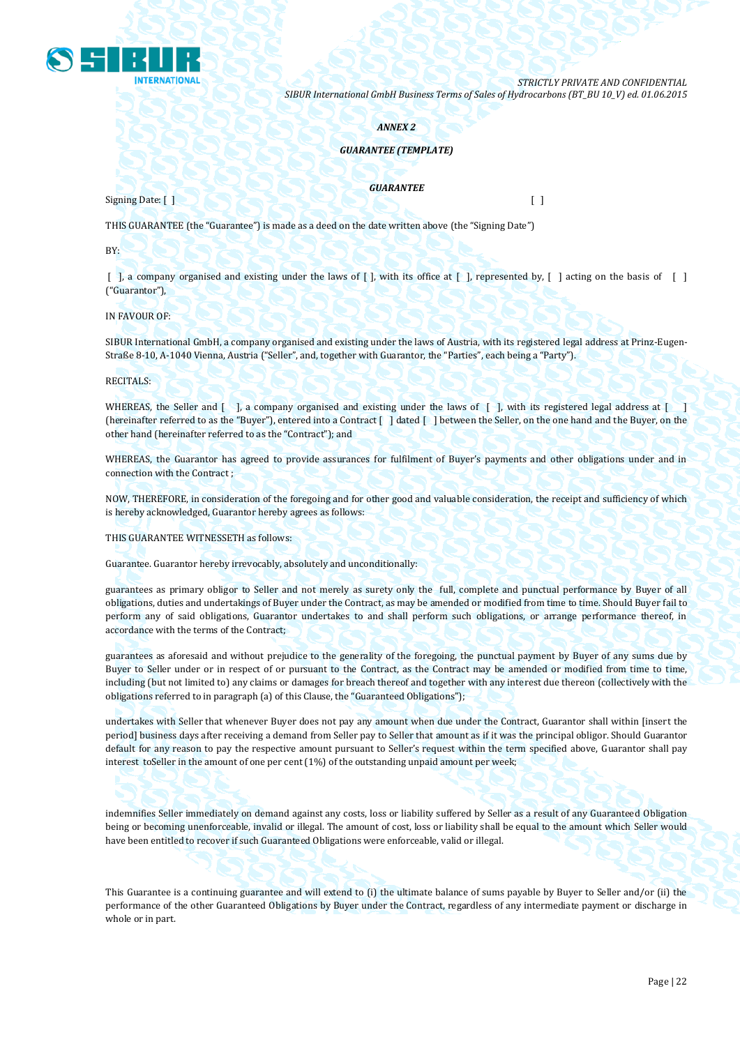*ANNEX 2*

***GUARANTEE (TEMPLATE)***

***GUARANTEE***

Signing Date: [ ] [ ]

THIS GUARANTEE (the "Guarantee") is made as a deed on the date written above (the "Signing Date")

BY:

[ ], a company organised and existing under the laws of [ ], with its office at [ ], represented by, [ ] acting on the basis of [ ] ("Guarantor"),

IN FAVOUR OF:

SIBUR International GmbH, a company organised and existing under the laws of Austria, with its registered legal address at Prinz-Eugen-Straße 8-10, A-1040 Vienna, Austria ("Seller", and, together with Guarantor, the "Parties", each being a "Party").

RECITALS:

WHEREAS, the Seller and [ ], a company organised and existing under the laws of [ ], with its registered legal address at [ ] (hereinafter referred to as the "Buyer"), entered into a Contract [ ] dated [ ] between the Seller, on the one hand and the Buyer, on the other hand (hereinafter referred to as the "Contract"); and

WHEREAS, the Guarantor has agreed to provide assurances for fulfilment of Buyer's payments and other obligations under and in connection with the Contract ;

NOW, THEREFORE, in consideration of the foregoing and for other good and valuable consideration, the receipt and sufficiency of which is hereby acknowledged, Guarantor hereby agrees as follows:

THIS GUARANTEE WITNESSETH as follows:

Guarantee. Guarantor hereby irrevocably, absolutely and unconditionally:

guarantees as primary obligor to Seller and not merely as surety only the full, complete and punctual performance by Buyer of all obligations, duties and undertakings of Buyer under the Contract, as may be amended or modified from time to time. Should Buyer fail to perform any of said obligations, Guarantor undertakes to and shall perform such obligations, or arrange performance thereof, in accordance with the terms of the Contract;

guarantees as aforesaid and without prejudice to the generality of the foregoing, the punctual payment by Buyer of any sums due by Buyer to Seller under or in respect of or pursuant to the Contract, as the Contract may be amended or modified from time to time, including (but not limited to) any claims or damages for breach thereof and together with any interest due thereon (collectively with the obligations referred to in paragraph (a) of this Clause, the "Guaranteed Obligations");

undertakes with Seller that whenever Buyer does not pay any amount when due under the Contract, Guarantor shall within [insert the period] business days after receiving a demand from Seller pay to Seller that amount as if it was the principal obligor. Should Guarantor default for any reason to pay the respective amount pursuant to Seller's request within the term specified above, Guarantor shall pay interest toSeller in the amount of one per cent (1%) of the outstanding unpaid amount per week;

indemnifies Seller immediately on demand against any costs, loss or liability suffered by Seller as a result of any Guaranteed Obligation being or becoming unenforceable, invalid or illegal. The amount of cost, loss or liability shall be equal to the amount which Seller would have been entitled to recover if such Guaranteed Obligations were enforceable, valid or illegal.

This Guarantee is a continuing guarantee and will extend to (i) the ultimate balance of sums payable by Buyer to Seller and/or (ii) the performance of the other Guaranteed Obligations by Buyer under the Contract, regardless of any intermediate payment or discharge in whole or in part.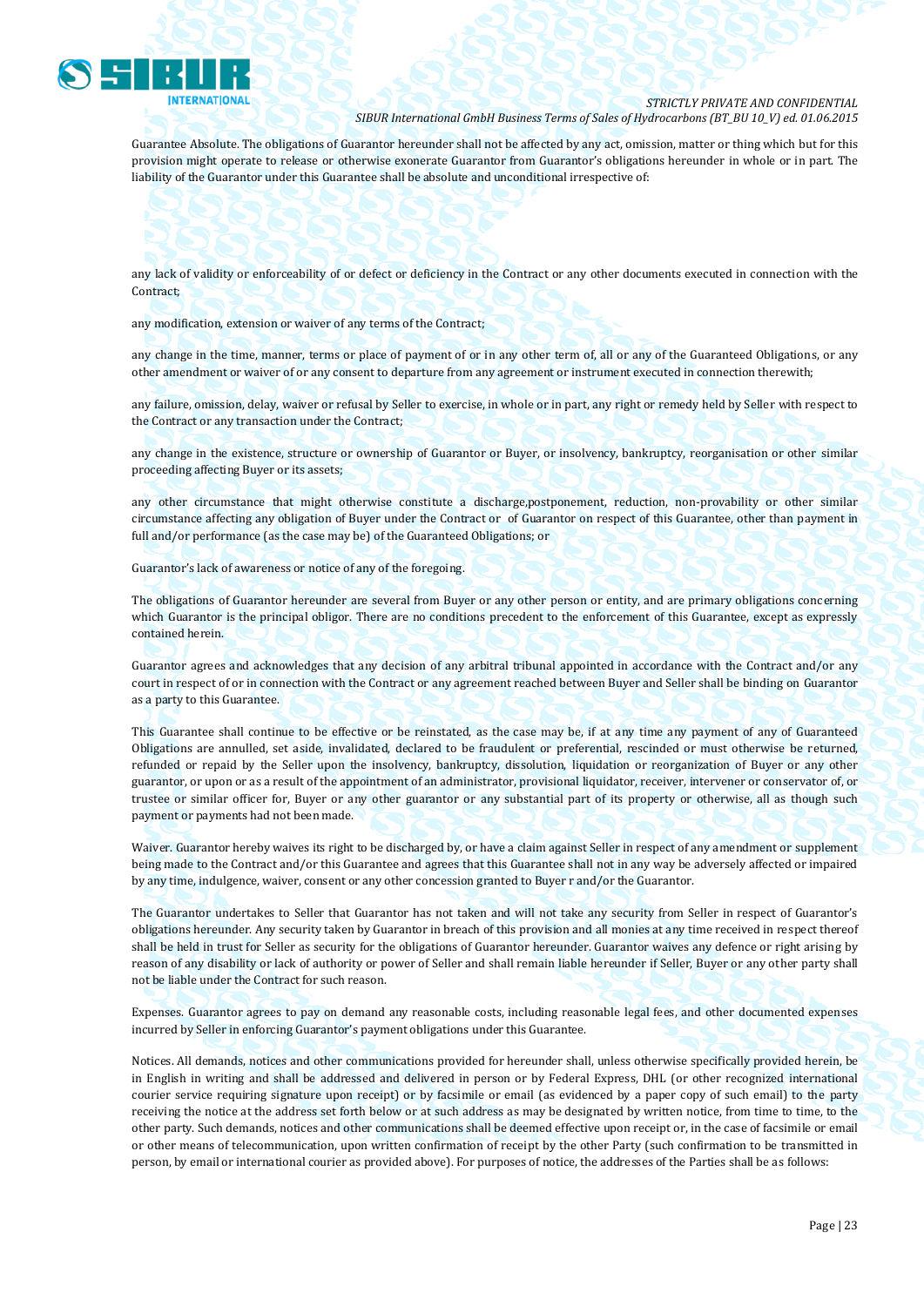Guarantee Absolute. The obligations of Guarantor hereunder shall not be affected by any act, omission, matter or thing which but for this provision might operate to release or otherwise exonerate Guarantor from Guarantor's obligations hereunder in whole or in part. The liability of the Guarantor under this Guarantee shall be absolute and unconditional irrespective of:

any lack of validity or enforceability of or defect or deficiency in the Contract or any other documents executed in connection with the Contract;

any modification, extension or waiver of any terms of the Contract;

any change in the time, manner, terms or place of payment of or in any other term of, all or any of the Guaranteed Obligations, or any other amendment or waiver of or any consent to departure from any agreement or instrument executed in connection therewith;

any failure, omission, delay, waiver or refusal by Seller to exercise, in whole or in part, any right or remedy held by Seller with respect to the Contract or any transaction under the Contract;

any change in the existence, structure or ownership of Guarantor or Buyer, or insolvency, bankruptcy, reorganisation or other similar proceeding affecting Buyer or its assets;

any other circumstance that might otherwise constitute a discharge,postponement, reduction, non-provability or other similar circumstance affecting any obligation of Buyer under the Contract or of Guarantor on respect of this Guarantee, other than payment in full and/or performance (as the case may be) of the Guaranteed Obligations; or

Guarantor's lack of awareness or notice of any of the foregoing.

The obligations of Guarantor hereunder are several from Buyer or any other person or entity, and are primary obligations concerning which Guarantor is the principal obligor. There are no conditions precedent to the enforcement of this Guarantee, except as expressly contained herein.

Guarantor agrees and acknowledges that any decision of any arbitral tribunal appointed in accordance with the Contract and/or any court in respect of or in connection with the Contract or any agreement reached between Buyer and Seller shall be binding on Guarantor as a party to this Guarantee.

This Guarantee shall continue to be effective or be reinstated, as the case may be, if at any time any payment of any of Guaranteed Obligations are annulled, set aside, invalidated, declared to be fraudulent or preferential, rescinded or must otherwise be returned, refunded or repaid by the Seller upon the insolvency, bankruptcy, dissolution, liquidation or reorganization of Buyer or any other guarantor, or upon or as a result of the appointment of an administrator, provisional liquidator, receiver, intervener or conservator of, or trustee or similar officer for, Buyer or any other guarantor or any substantial part of its property or otherwise, all as though such payment or payments had not been made.

Waiver. Guarantor hereby waives its right to be discharged by, or have a claim against Seller in respect of any amendment or supplement being made to the Contract and/or this Guarantee and agrees that this Guarantee shall not in any way be adversely affected or impaired by any time, indulgence, waiver, consent or any other concession granted to Buyer r and/or the Guarantor.

The Guarantor undertakes to Seller that Guarantor has not taken and will not take any security from Seller in respect of Guarantor's obligations hereunder. Any security taken by Guarantor in breach of this provision and all monies at any time received in respect thereof shall be held in trust for Seller as security for the obligations of Guarantor hereunder. Guarantor waives any defence or right arising by reason of any disability or lack of authority or power of Seller and shall remain liable hereunder if Seller, Buyer or any other party shall not be liable under the Contract for such reason.

Expenses. Guarantor agrees to pay on demand any reasonable costs, including reasonable legal fees, and other documented expenses incurred by Seller in enforcing Guarantor's payment obligations under this Guarantee.

Notices. All demands, notices and other communications provided for hereunder shall, unless otherwise specifically provided herein, be in English in writing and shall be addressed and delivered in person or by Federal Express, DHL (or other recognized international courier service requiring signature upon receipt) or by facsimile or email (as evidenced by a paper copy of such email) to the party receiving the notice at the address set forth below or at such address as may be designated by written notice, from time to time, to the other party. Such demands, notices and other communications shall be deemed effective upon receipt or, in the case of facsimile or email or other means of telecommunication, upon written confirmation of receipt by the other Party (such confirmation to be transmitted in person, by email or international courier as provided above). For purposes of notice, the addresses of the Parties shall be as follows: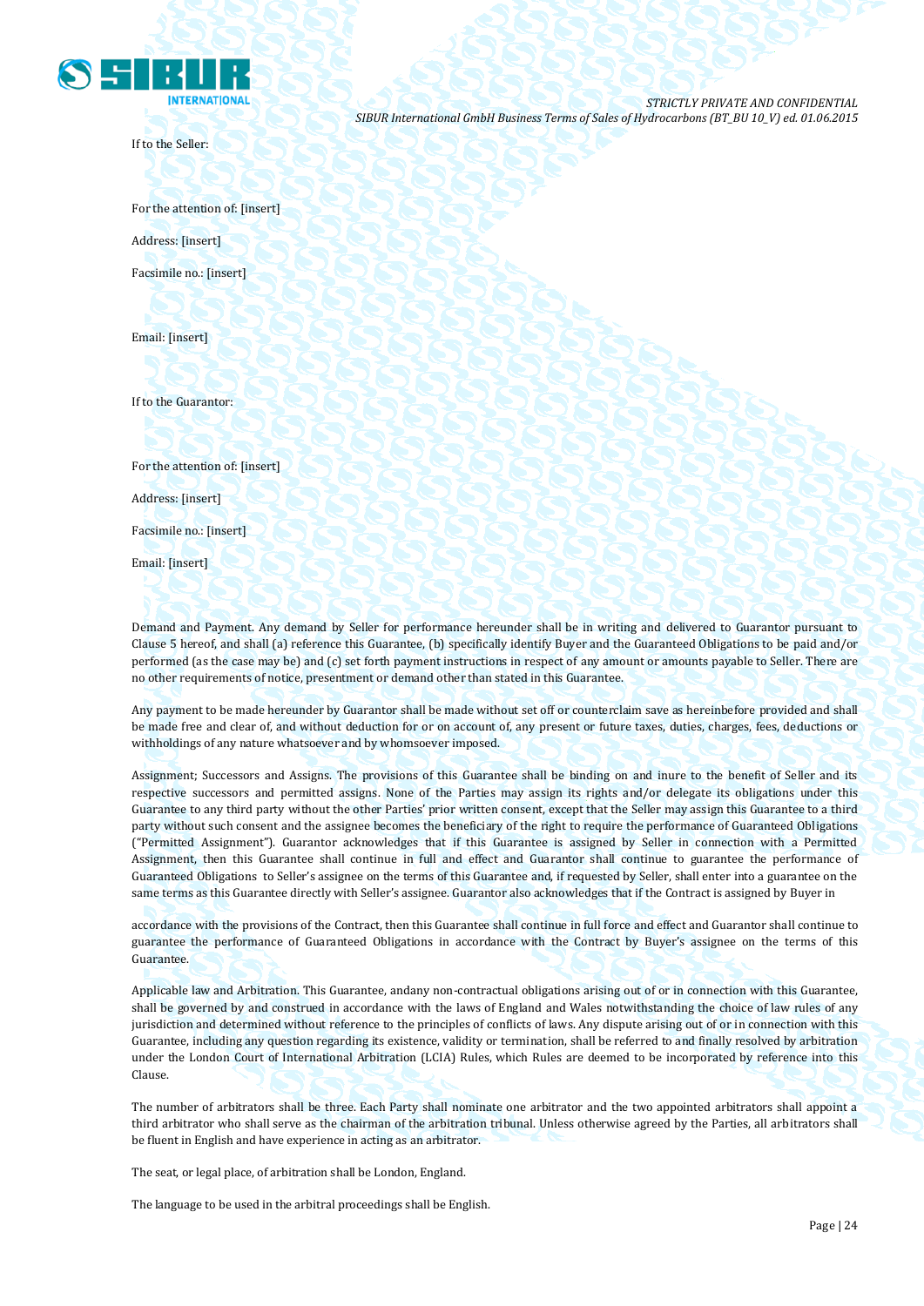If to the Seller:

For the attention of: [insert]

Address: [insert]

Facsimile no.: [insert]

Email: [insert]

If to the Guarantor:

For the attention of: [insert]

Address: [insert]

Facsimile no.: [insert]

Email: [insert]

Demand and Payment. Any demand by Seller for performance hereunder shall be in writing and delivered to Guarantor pursuant to Clause 5 hereof, and shall (a) reference this Guarantee, (b) specifically identify Buyer and the Guaranteed Obligations to be paid and/or performed (as the case may be) and (c) set forth payment instructions in respect of any amount or amounts payable to Seller. There are no other requirements of notice, presentment or demand other than stated in this Guarantee.

Any payment to be made hereunder by Guarantor shall be made without set off or counterclaim save as hereinbefore provided and shall be made free and clear of, and without deduction for or on account of, any present or future taxes, duties, charges, fees, deductions or withholdings of any nature whatsoever and by whomsoever imposed.

Assignment; Successors and Assigns. The provisions of this Guarantee shall be binding on and inure to the benefit of Seller and its respective successors and permitted assigns. None of the Parties may assign its rights and/or delegate its obligations under this Guarantee to any third party without the other Parties' prior written consent, except that the Seller may assign this Guarantee to a third party without such consent and the assignee becomes the beneficiary of the right to require the performance of Guaranteed Obligations ("Permitted Assignment"). Guarantor acknowledges that if this Guarantee is assigned by Seller in connection with a Permitted Assignment, then this Guarantee shall continue in full and effect and Guarantor shall continue to guarantee the performance of Guaranteed Obligations to Seller's assignee on the terms of this Guarantee and, if requested by Seller, shall enter into a guarantee on the same terms as this Guarantee directly with Seller's assignee. Guarantor also acknowledges that if the Contract is assigned by Buyer in accordance with the provisions of the Contract, then this Guarantee shall continue in full force and effect and Guarantor shall continue to guarantee the performance of Guaranteed Obligations in accordance with the Contract by Buyer's assignee on the terms of this Guarantee.

Applicable law and Arbitration. This Guarantee, andany non-contractual obligations arising out of or in connection with this Guarantee, shall be governed by and construed in accordance with the laws of England and Wales notwithstanding the choice of law rules of any jurisdiction and determined without reference to the principles of conflicts of laws. Any dispute arising out of or in connection with this Guarantee, including any question regarding its existence, validity or termination, shall be referred to and finally resolved by arbitration under the London Court of International Arbitration (LCIA) Rules, which Rules are deemed to be incorporated by reference into this Clause.

The number of arbitrators shall be three. Each Party shall nominate one arbitrator and the two appointed arbitrators shall appoint a third arbitrator who shall serve as the chairman of the arbitration tribunal. Unless otherwise agreed by the Parties, all arbitrators shall be fluent in English and have experience in acting as an arbitrator.

The seat, or legal place, of arbitration shall be London, England.

The language to be used in the arbitral proceedings shall be English.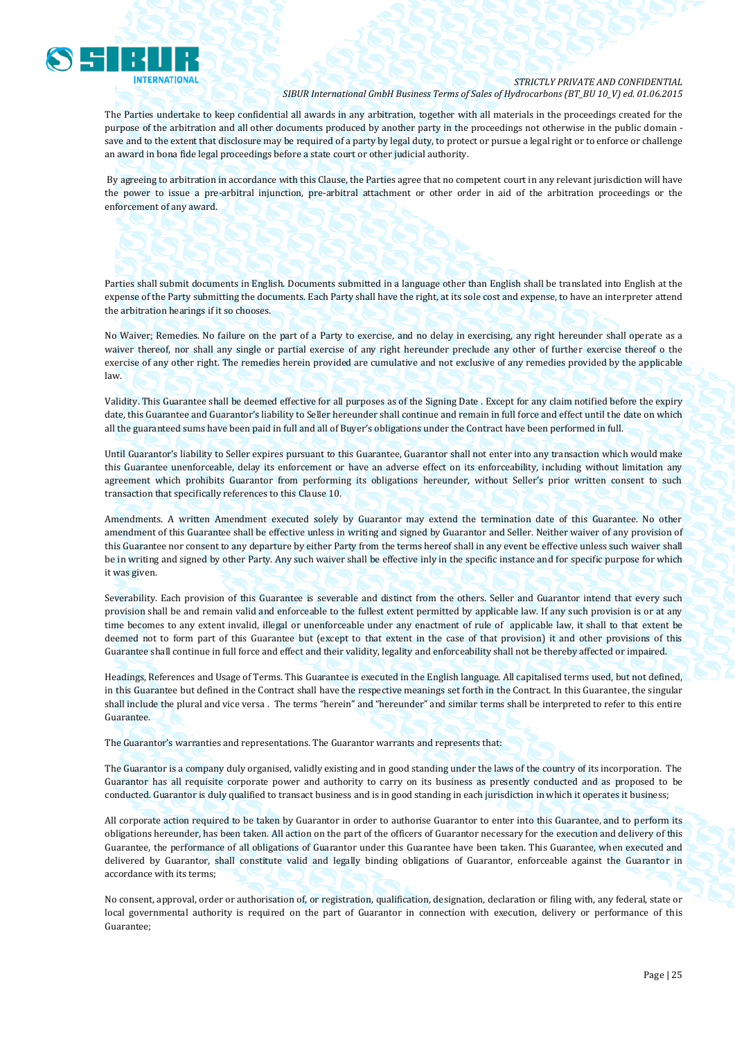The Parties undertake to keep confidential all awards in any arbitration, together with all materials in the proceedings created for the purpose of the arbitration and all other documents produced by another party in the proceedings not otherwise in the public domain - save and to the extent that disclosure may be required of a party by legal duty, to protect or pursue a legal right or to enforce or challenge an award in bona fide legal proceedings before a state court or other judicial authority.

By agreeing to arbitration in accordance with this Clause, the Parties agree that no competent court in any relevant jurisdiction will have the power to issue a pre-arbitral injunction, pre-arbitral attachment or other order in aid of the arbitration proceedings or the enforcement of any award.

Parties shall submit documents in English. Documents submitted in a language other than English shall be translated into English at the expense of the Party submitting the documents. Each Party shall have the right, at its sole cost and expense, to have an interpreter attend the arbitration hearings if it so chooses.

No Waiver; Remedies. No failure on the part of a Party to exercise, and no delay in exercising, any right hereunder shall operate as a waiver thereof, nor shall any single or partial exercise of any right hereunder preclude any other of further exercise thereof o the exercise of any other right. The remedies herein provided are cumulative and not exclusive of any remedies provided by the applicable law.

Validity. This Guarantee shall be deemed effective for all purposes as of the Signing Date . Except for any claim notified before the expiry date, this Guarantee and Guarantor's liability to Seller hereunder shall continue and remain in full force and effect until the date on which all the guaranteed sums have been paid in full and all of Buyer's obligations under the Contract have been performed in full.

Until Guarantor's liability to Seller expires pursuant to this Guarantee, Guarantor shall not enter into any transaction which would make this Guarantee unenforceable, delay its enforcement or have an adverse effect on its enforceability, including without limitation any agreement which prohibits Guarantor from performing its obligations hereunder, without Seller's prior written consent to such transaction that specifically references to this Clause 10.

Amendments. A written Amendment executed solely by Guarantor may extend the termination date of this Guarantee. No other amendment of this Guarantee shall be effective unless in writing and signed by Guarantor and Seller. Neither waiver of any provision of this Guarantee nor consent to any departure by either Party from the terms hereof shall in any event be effective unless such waiver shall be in writing and signed by other Party. Any such waiver shall be effective inly in the specific instance and for specific purpose for which it was given.

Severability. Each provision of this Guarantee is severable and distinct from the others. Seller and Guarantor intend that every such provision shall be and remain valid and enforceable to the fullest extent permitted by applicable law. If any such provision is or at any time becomes to any extent invalid, illegal or unenforceable under any enactment of rule of applicable law, it shall to that extent be deemed not to form part of this Guarantee but (except to that extent in the case of that provision) it and other provisions of this Guarantee shall continue in full force and effect and their validity, legality and enforceability shall not be thereby affected or impaired.

Headings, References and Usage of Terms. This Guarantee is executed in the English language. All capitalised terms used, but not defined, in this Guarantee but defined in the Contract shall have the respective meanings set forth in the Contract. In this Guarantee, the singular shall include the plural and vice versa . The terms "herein" and "hereunder" and similar terms shall be interpreted to refer to this entire Guarantee.

The Guarantor's warranties and representations. The Guarantor warrants and represents that:

The Guarantor is a company duly organised, validly existing and in good standing under the laws of the country of its incorporation. The Guarantor has all requisite corporate power and authority to carry on its business as presently conducted and as proposed to be conducted. Guarantor is duly qualified to transact business and is in good standing in each jurisdiction in which it operates it business;

All corporate action required to be taken by Guarantor in order to authorise Guarantor to enter into this Guarantee, and to perform its obligations hereunder, has been taken. All action on the part of the officers of Guarantor necessary for the execution and delivery of this Guarantee, the performance of all obligations of Guarantor under this Guarantee have been taken. This Guarantee, when executed and delivered by Guarantor, shall constitute valid and legally binding obligations of Guarantor, enforceable against the Guarantor in accordance with its terms;

No consent, approval, order or authorisation of, or registration, qualification, designation, declaration or filing with, any federal, state or local governmental authority is required on the part of Guarantor in connection with execution, delivery or performance of this Guarantee;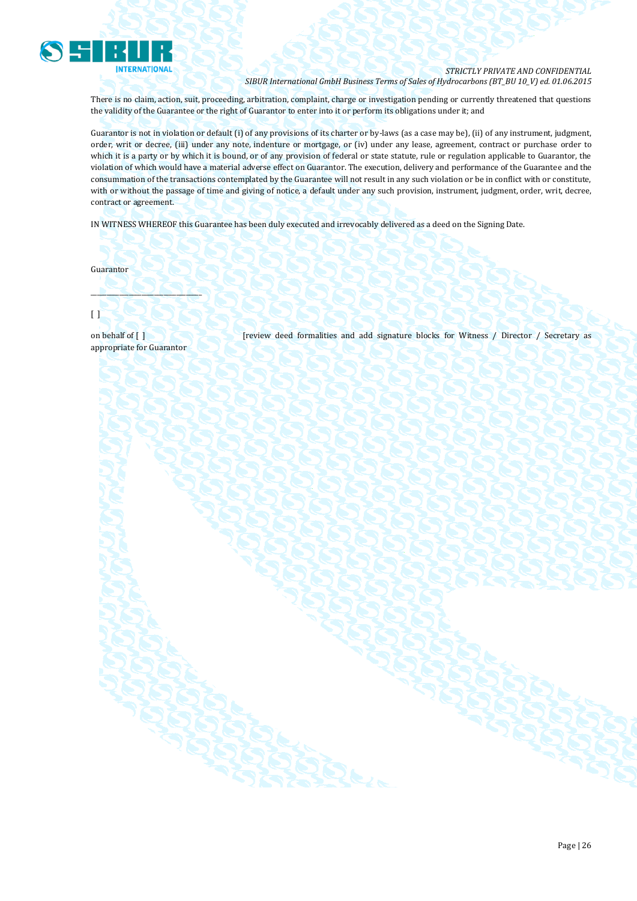There is no claim, action, suit, proceeding, arbitration, complaint, charge or investigation pending or currently threatened that questions the validity of the Guarantee or the right of Guarantor to enter into it or perform its obligations under it; and

Guarantor is not in violation or default (i) of any provisions of its charter or by-laws (as a case may be), (ii) of any instrument, judgment, order, writ or decree, (iii) under any note, indenture or mortgage, or (iv) under any lease, agreement, contract or purchase order to which it is a party or by which it is bound, or of any provision of federal or state statute, rule or regulation applicable to Guarantor, the violation of which would have a material adverse effect on Guarantor. The execution, delivery and performance of the Guarantee and the consummation of the transactions contemplated by the Guarantee will not result in any such violation or be in conflict with or constitute, with or without the passage of time and giving of notice, a default under any such provision, instrument, judgment, order, writ, decree, contract or agreement.

IN WITNESS WHEREOF this Guarantee has been duly executed and irrevocably delivered as a deed on the Signing Date.

Guarantor

______________________________

[ ]

on behalf of [ ] [review deed formalities and add signature blocks for Witness / Director / Secretary as appropriate for Guarantor